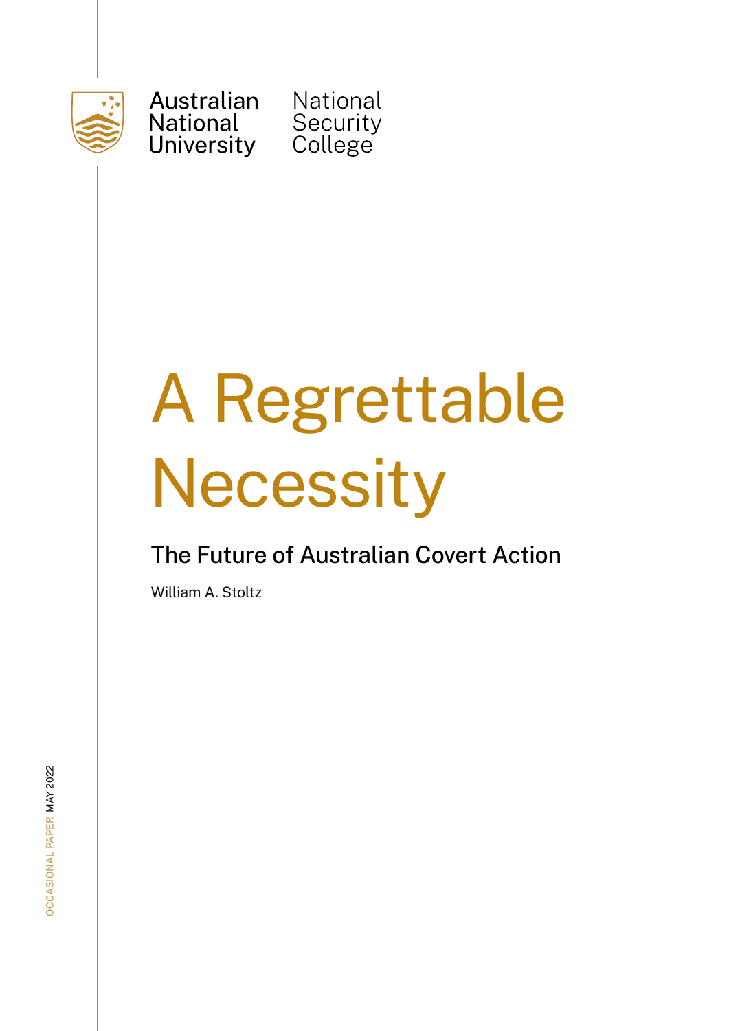Australian National University

National Security College

# A Regrettable Necessity

## The Future of Australian Covert Action

William A. Stoltz

OCCASIONAL PAPER MAY 2022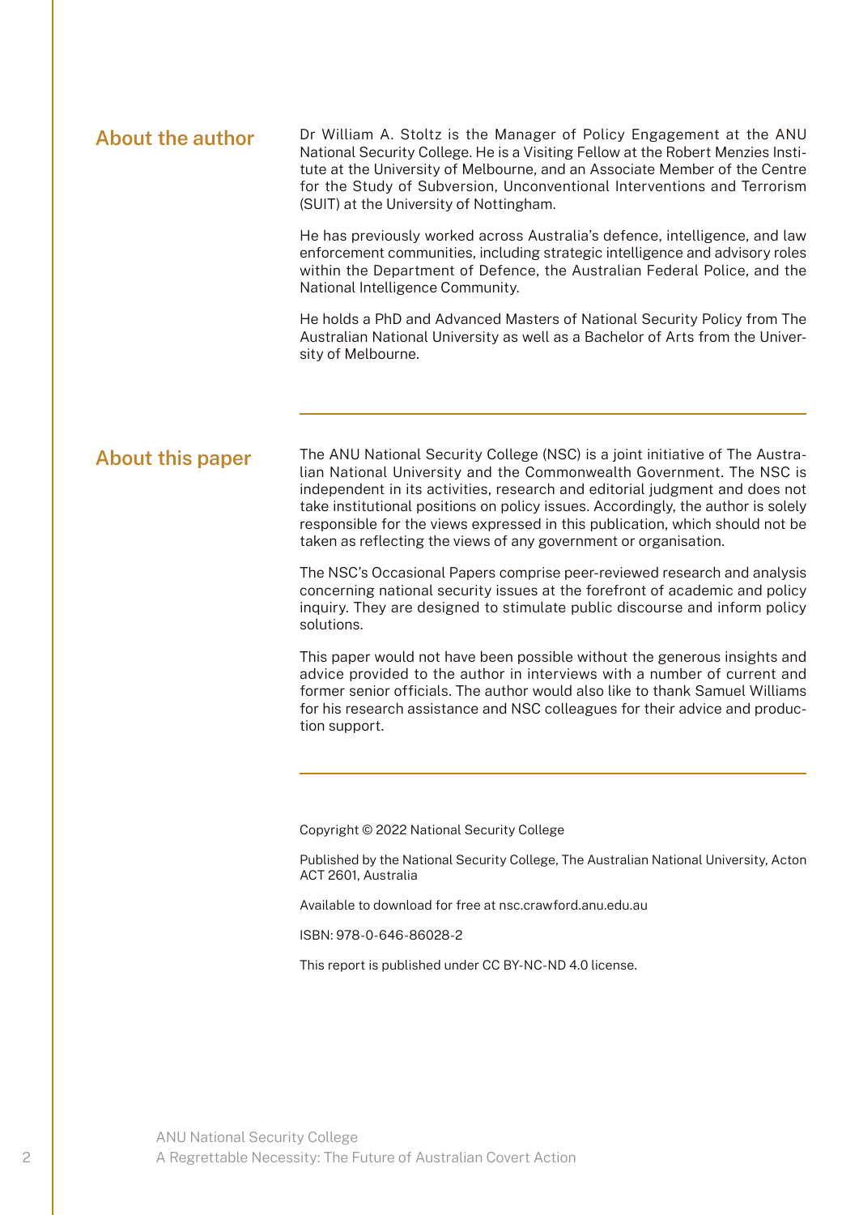## About the author

Dr William A. Stoltz is the Manager of Policy Engagement at the ANU National Security College. He is a Visiting Fellow at the Robert Menzies Institute at the University of Melbourne, and an Associate Member of the Centre for the Study of Subversion, Unconventional Interventions and Terrorism (SUIT) at the University of Nottingham.

He has previously worked across Australia's defence, intelligence, and law enforcement communities, including strategic intelligence and advisory roles within the Department of Defence, the Australian Federal Police, and the National Intelligence Community.

He holds a PhD and Advanced Masters of National Security Policy from The Australian National University as well as a Bachelor of Arts from the University of Melbourne.

## About this paper

The ANU National Security College (NSC) is a joint initiative of The Australian National University and the Commonwealth Government. The NSC is independent in its activities, research and editorial judgment and does not take institutional positions on policy issues. Accordingly, the author is solely responsible for the views expressed in this publication, which should not be taken as reflecting the views of any government or organisation.

The NSC's Occasional Papers comprise peer-reviewed research and analysis concerning national security issues at the forefront of academic and policy inquiry. They are designed to stimulate public discourse and inform policy solutions.

This paper would not have been possible without the generous insights and advice provided to the author in interviews with a number of current and former senior officials. The author would also like to thank Samuel Williams for his research assistance and NSC colleagues for their advice and production support.

Copyright © 2022 National Security College

Published by the National Security College, The Australian National University, Acton ACT 2601, Australia

Available to download for free at nsc.crawford.anu.edu.au

ISBN: 978-0-646-86028-2

This report is published under CC BY-NC-ND 4.0 license.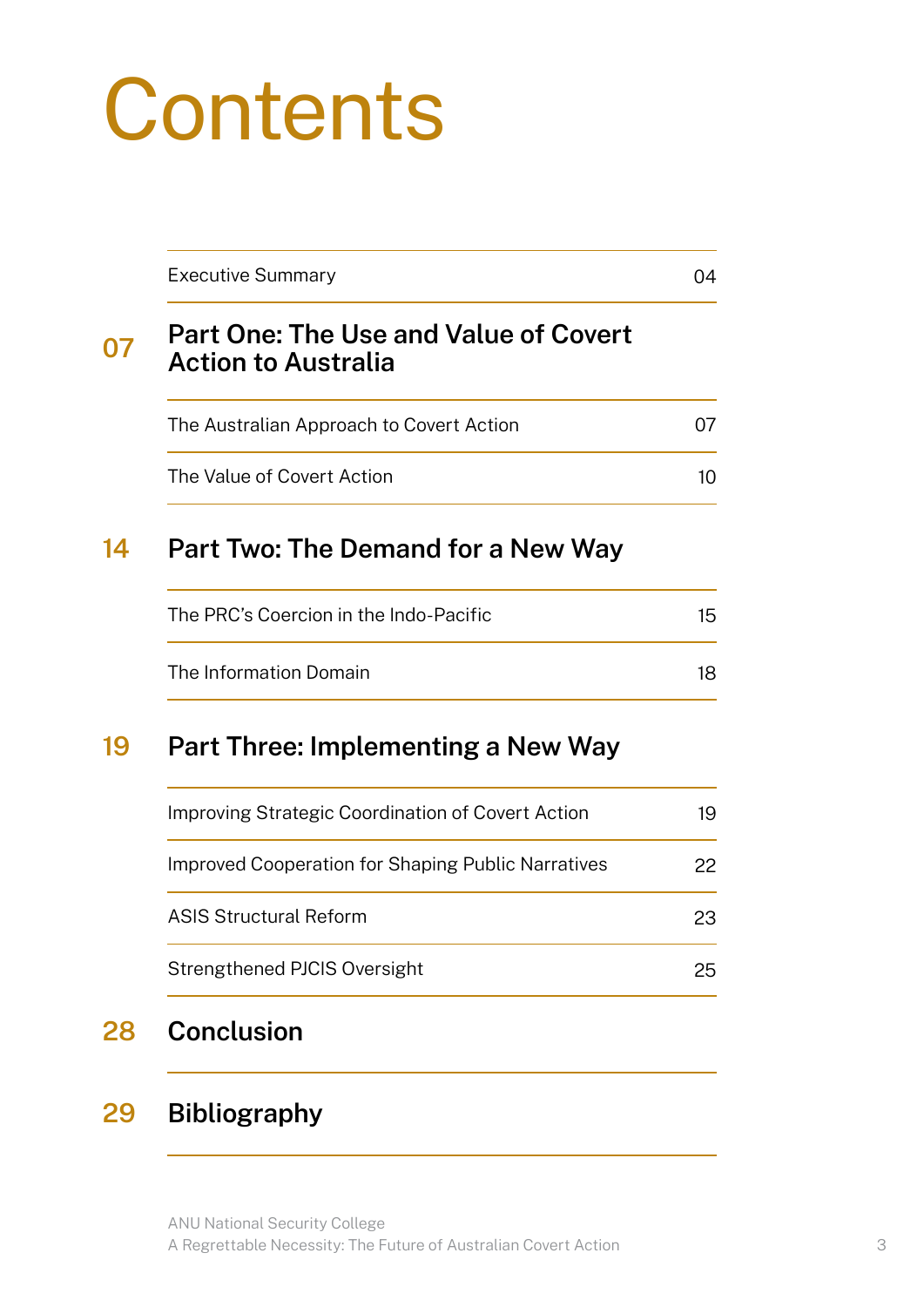# Contents

| | |
|---|---|
| Executive Summary | 04 |

**07 Part One: The Use and Value of Covert Action to Australia**

| | |
|---|---|
| The Australian Approach to Covert Action | 07 |
| The Value of Covert Action | 10 |

**14 Part Two: The Demand for a New Way**

| | |
|---|---|
| The PRC's Coercion in the Indo-Pacific | 15 |
| The Information Domain | 18 |

**19 Part Three: Implementing a New Way**

| | |
|---|---|
| Improving Strategic Coordination of Covert Action | 19 |
| Improved Cooperation for Shaping Public Narratives | 22 |
| ASIS Structural Reform | 23 |
| Strengthened PJCIS Oversight | 25 |

**28 Conclusion**

**29 Bibliography**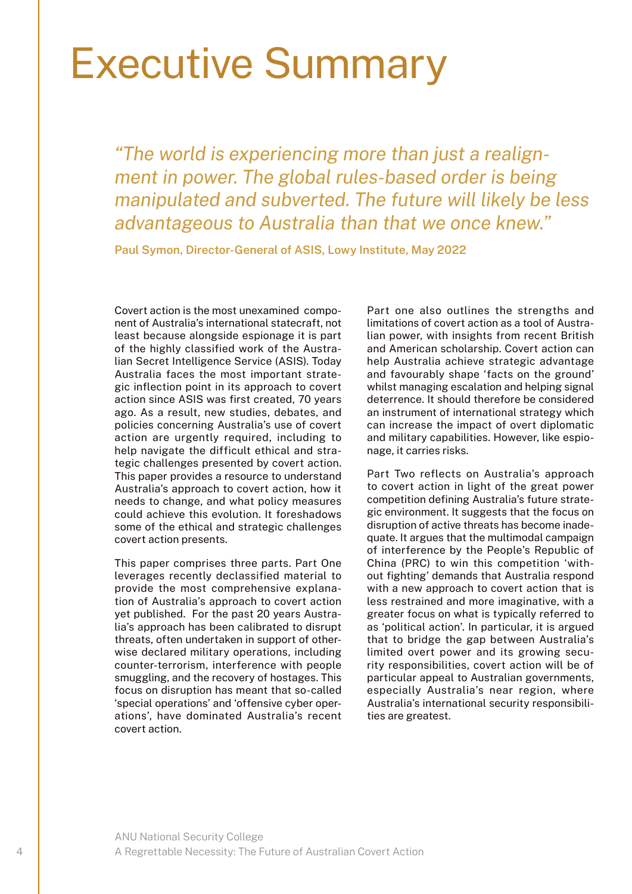# Executive Summary

> *"The world is experiencing more than just a realignment in power. The global rules-based order is being manipulated and subverted. The future will likely be less advantageous to Australia than that we once knew."*
>
> **Paul Symon, Director-General of ASIS, Lowy Institute, May 2022**

Covert action is the most unexamined component of Australia's international statecraft, not least because alongside espionage it is part of the highly classified work of the Australian Secret Intelligence Service (ASIS). Today Australia faces the most important strategic inflection point in its approach to covert action since ASIS was first created, 70 years ago. As a result, new studies, debates, and policies concerning Australia's use of covert action are urgently required, including to help navigate the difficult ethical and strategic challenges presented by covert action. This paper provides a resource to understand Australia's approach to covert action, how it needs to change, and what policy measures could achieve this evolution. It foreshadows some of the ethical and strategic challenges covert action presents.

This paper comprises three parts. Part One leverages recently declassified material to provide the most comprehensive explanation of Australia's approach to covert action yet published. For the past 20 years Australia's approach has been calibrated to disrupt threats, often undertaken in support of otherwise declared military operations, including counter-terrorism, interference with people smuggling, and the recovery of hostages. This focus on disruption has meant that so-called 'special operations' and 'offensive cyber operations', have dominated Australia's recent covert action.

Part one also outlines the strengths and limitations of covert action as a tool of Australian power, with insights from recent British and American scholarship. Covert action can help Australia achieve strategic advantage and favourably shape 'facts on the ground' whilst managing escalation and helping signal deterrence. It should therefore be considered an instrument of international strategy which can increase the impact of overt diplomatic and military capabilities. However, like espionage, it carries risks.

Part Two reflects on Australia's approach to covert action in light of the great power competition defining Australia's future strategic environment. It suggests that the focus on disruption of active threats has become inadequate. It argues that the multimodal campaign of interference by the People's Republic of China (PRC) to win this competition 'without fighting' demands that Australia respond with a new approach to covert action that is less restrained and more imaginative, with a greater focus on what is typically referred to as 'political action'. In particular, it is argued that to bridge the gap between Australia's limited overt power and its growing security responsibilities, covert action will be of particular appeal to Australian governments, especially Australia's near region, where Australia's international security responsibilities are greatest.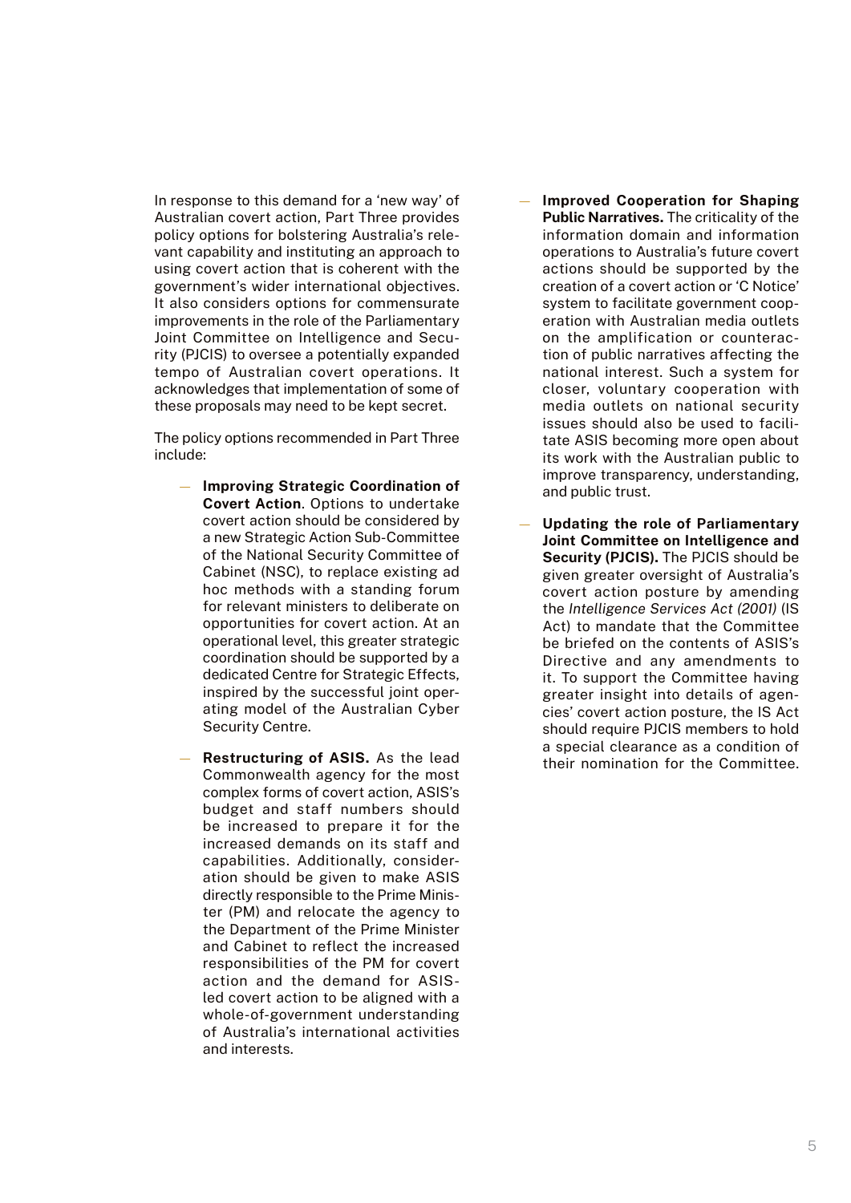In response to this demand for a 'new way' of Australian covert action, Part Three provides policy options for bolstering Australia's relevant capability and instituting an approach to using covert action that is coherent with the government's wider international objectives. It also considers options for commensurate improvements in the role of the Parliamentary Joint Committee on Intelligence and Security (PJCIS) to oversee a potentially expanded tempo of Australian covert operations. It acknowledges that implementation of some of these proposals may need to be kept secret.

The policy options recommended in Part Three include:

- **Improving Strategic Coordination of Covert Action**. Options to undertake covert action should be considered by a new Strategic Action Sub-Committee of the National Security Committee of Cabinet (NSC), to replace existing ad hoc methods with a standing forum for relevant ministers to deliberate on opportunities for covert action. At an operational level, this greater strategic coordination should be supported by a dedicated Centre for Strategic Effects, inspired by the successful joint operating model of the Australian Cyber Security Centre.

- **Restructuring of ASIS.** As the lead Commonwealth agency for the most complex forms of covert action, ASIS's budget and staff numbers should be increased to prepare it for the increased demands on its staff and capabilities. Additionally, consideration should be given to make ASIS directly responsible to the Prime Minister (PM) and relocate the agency to the Department of the Prime Minister and Cabinet to reflect the increased responsibilities of the PM for covert action and the demand for ASIS-led covert action to be aligned with a whole-of-government understanding of Australia's international activities and interests.

- **Improved Cooperation for Shaping Public Narratives.** The criticality of the information domain and information operations to Australia's future covert actions should be supported by the creation of a covert action or 'C Notice' system to facilitate government cooperation with Australian media outlets on the amplification or counteraction of public narratives affecting the national interest. Such a system for closer, voluntary cooperation with media outlets on national security issues should also be used to facilitate ASIS becoming more open about its work with the Australian public to improve transparency, understanding, and public trust.

- **Updating the role of Parliamentary Joint Committee on Intelligence and Security (PJCIS).** The PJCIS should be given greater oversight of Australia's covert action posture by amending the *Intelligence Services Act (2001)* (IS Act) to mandate that the Committee be briefed on the contents of ASIS's Directive and any amendments to it. To support the Committee having greater insight into details of agencies' covert action posture, the IS Act should require PJCIS members to hold a special clearance as a condition of their nomination for the Committee.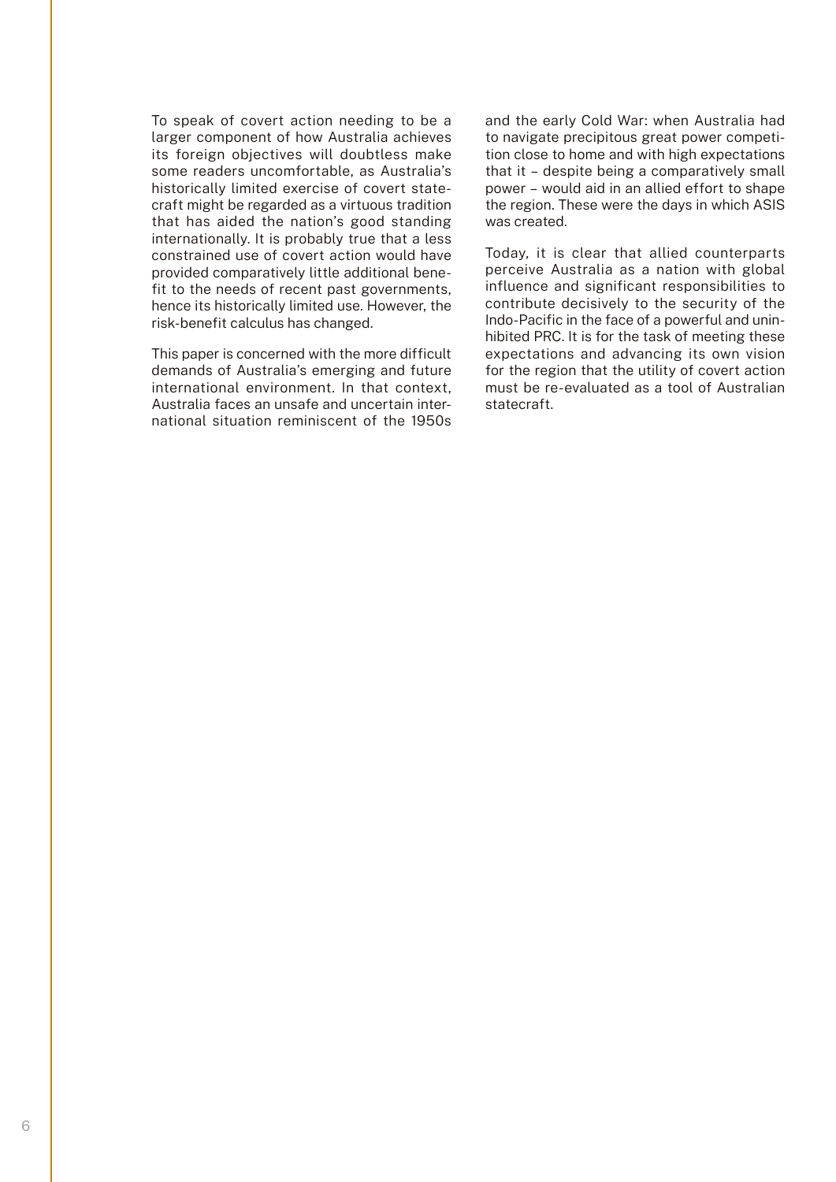To speak of covert action needing to be a larger component of how Australia achieves its foreign objectives will doubtless make some readers uncomfortable, as Australia's historically limited exercise of covert statecraft might be regarded as a virtuous tradition that has aided the nation's good standing internationally. It is probably true that a less constrained use of covert action would have provided comparatively little additional benefit to the needs of recent past governments, hence its historically limited use. However, the risk-benefit calculus has changed.

This paper is concerned with the more difficult demands of Australia's emerging and future international environment. In that context, Australia faces an unsafe and uncertain international situation reminiscent of the 1950s and the early Cold War: when Australia had to navigate precipitous great power competition close to home and with high expectations that it – despite being a comparatively small power – would aid in an allied effort to shape the region. These were the days in which ASIS was created.

Today, it is clear that allied counterparts perceive Australia as a nation with global influence and significant responsibilities to contribute decisively to the security of the Indo-Pacific in the face of a powerful and uninhibited PRC. It is for the task of meeting these expectations and advancing its own vision for the region that the utility of covert action must be re-evaluated as a tool of Australian statecraft.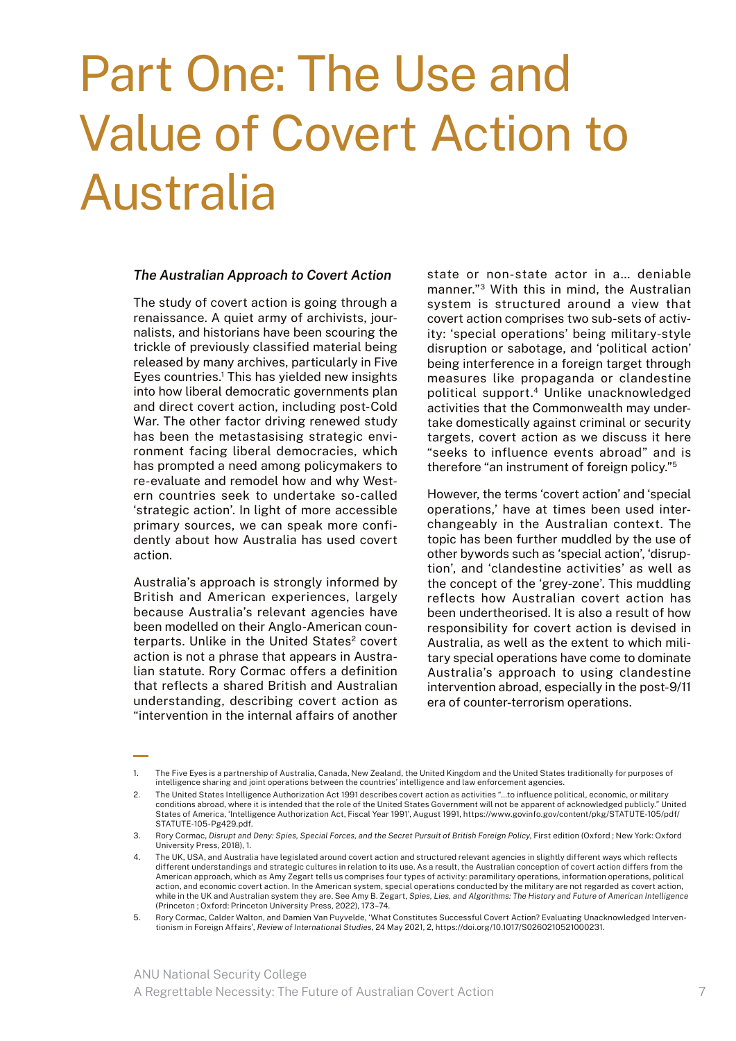# Part One: The Use and Value of Covert Action to Australia

### *The Australian Approach to Covert Action*

The study of covert action is going through a renaissance. A quiet army of archivists, journalists, and historians have been scouring the trickle of previously classified material being released by many archives, particularly in Five Eyes countries.[1] This has yielded new insights into how liberal democratic governments plan and direct covert action, including post-Cold War. The other factor driving renewed study has been the metastasising strategic environment facing liberal democracies, which has prompted a need among policymakers to re-evaluate and remodel how and why Western countries seek to undertake so-called 'strategic action'. In light of more accessible primary sources, we can speak more confidently about how Australia has used covert action.

Australia's approach is strongly informed by British and American experiences, largely because Australia's relevant agencies have been modelled on their Anglo-American counterparts. Unlike in the United States[2] covert action is not a phrase that appears in Australian statute. Rory Cormac offers a definition that reflects a shared British and Australian understanding, describing covert action as "intervention in the internal affairs of another state or non-state actor in a… deniable manner."[3] With this in mind, the Australian system is structured around a view that covert action comprises two sub-sets of activity: 'special operations' being military-style disruption or sabotage, and 'political action' being interference in a foreign target through measures like propaganda or clandestine political support.[4] Unlike unacknowledged activities that the Commonwealth may undertake domestically against criminal or security targets, covert action as we discuss it here "seeks to influence events abroad" and is therefore "an instrument of foreign policy."[5]

However, the terms 'covert action' and 'special operations,' have at times been used interchangeably in the Australian context. The topic has been further muddled by the use of other bywords such as 'special action', 'disruption', and 'clandestine activities' as well as the concept of the 'grey-zone'. This muddling reflects how Australian covert action has been undertheorised. It is also a result of how responsibility for covert action is devised in Australia, as well as the extent to which military special operations have come to dominate Australia's approach to using clandestine intervention abroad, especially in the post-9/11 era of counter-terrorism operations.

---

1. The Five Eyes is a partnership of Australia, Canada, New Zealand, the United Kingdom and the United States traditionally for purposes of intelligence sharing and joint operations between the countries' intelligence and law enforcement agencies.
2. The United States Intelligence Authorization Act 1991 describes covert action as activities "…to influence political, economic, or military conditions abroad, where it is intended that the role of the United States Government will not be apparent of acknowledged publicly." United States of America, 'Intelligence Authorization Act, Fiscal Year 1991', August 1991, https://www.govinfo.gov/content/pkg/STATUTE-105/pdf/STATUTE-105-Pg429.pdf.
3. Rory Cormac, *Disrupt and Deny: Spies, Special Forces, and the Secret Pursuit of British Foreign Policy*, First edition (Oxford ; New York: Oxford University Press, 2018), 1.
4. The UK, USA, and Australia have legislated around covert action and structured relevant agencies in slightly different ways which reflects different understandings and strategic cultures in relation to its use. As a result, the Australian conception of covert action differs from the American approach, which as Amy Zegart tells us comprises four types of activity: paramilitary operations, information operations, political action, and economic covert action. In the American system, special operations conducted by the military are not regarded as covert action, while in the UK and Australian system they are. See Amy B. Zegart, *Spies, Lies, and Algorithms: The History and Future of American Intelligence* (Princeton ; Oxford: Princeton University Press, 2022), 173–74.
5. Rory Cormac, Calder Walton, and Damien Van Puyvelde, 'What Constitutes Successful Covert Action? Evaluating Unacknowledged Interventionism in Foreign Affairs', *Review of International Studies*, 24 May 2021, 2, https://doi.org/10.1017/S0260210521000231.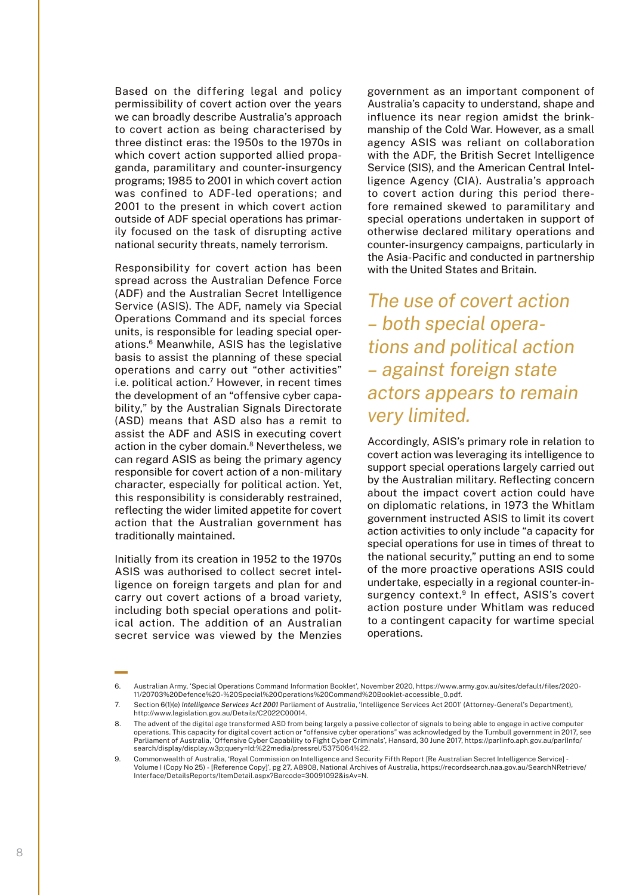Based on the differing legal and policy permissibility of covert action over the years we can broadly describe Australia's approach to covert action as being characterised by three distinct eras: the 1950s to the 1970s in which covert action supported allied propaganda, paramilitary and counter-insurgency programs; 1985 to 2001 in which covert action was confined to ADF-led operations; and 2001 to the present in which covert action outside of ADF special operations has primarily focused on the task of disrupting active national security threats, namely terrorism.

Responsibility for covert action has been spread across the Australian Defence Force (ADF) and the Australian Secret Intelligence Service (ASIS). The ADF, namely via Special Operations Command and its special forces units, is responsible for leading special operations.[6] Meanwhile, ASIS has the legislative basis to assist the planning of these special operations and carry out "other activities" i.e. political action.[7] However, in recent times the development of an "offensive cyber capability," by the Australian Signals Directorate (ASD) means that ASD also has a remit to assist the ADF and ASIS in executing covert action in the cyber domain.[8] Nevertheless, we can regard ASIS as being the primary agency responsible for covert action of a non-military character, especially for political action. Yet, this responsibility is considerably restrained, reflecting the wider limited appetite for covert action that the Australian government has traditionally maintained.

Initially from its creation in 1952 to the 1970s ASIS was authorised to collect secret intelligence on foreign targets and plan for and carry out covert actions of a broad variety, including both special operations and political action. The addition of an Australian secret service was viewed by the Menzies government as an important component of Australia's capacity to understand, shape and influence its near region amidst the brinkmanship of the Cold War. However, as a small agency ASIS was reliant on collaboration with the ADF, the British Secret Intelligence Service (SIS), and the American Central Intelligence Agency (CIA). Australia's approach to covert action during this period therefore remained skewed to paramilitary and special operations undertaken in support of otherwise declared military operations and counter-insurgency campaigns, particularly in the Asia-Pacific and conducted in partnership with the United States and Britain.

*The use of covert action – both special operations and political action – against foreign state actors appears to remain very limited.*

Accordingly, ASIS's primary role in relation to covert action was leveraging its intelligence to support special operations largely carried out by the Australian military. Reflecting concern about the impact covert action could have on diplomatic relations, in 1973 the Whitlam government instructed ASIS to limit its covert action activities to only include "a capacity for special operations for use in times of threat to the national security," putting an end to some of the more proactive operations ASIS could undertake, especially in a regional counter-insurgency context.[9] In effect, ASIS's covert action posture under Whitlam was reduced to a contingent capacity for wartime special operations.

---

6. Australian Army, 'Special Operations Command Information Booklet', November 2020, https://www.army.gov.au/sites/default/files/2020-11/20703%20Defence%20-%20Special%20Operations%20Command%20Booklet-accessible_0.pdf.
7. Section 6(1)(e) *Intelligence Services Act 2001* Parliament of Australia, 'Intelligence Services Act 2001' (Attorney-General's Department), http://www.legislation.gov.au/Details/C2022C00014.
8. The advent of the digital age transformed ASD from being largely a passive collector of signals to being able to engage in active computer operations. This capacity for digital covert action or "offensive cyber operations" was acknowledged by the Turnbull government in 2017, see Parliament of Australia, 'Offensive Cyber Capability to Fight Cyber Criminals', Hansard, 30 June 2017, https://parlinfo.aph.gov.au/parlInfo/search/display/display.w3p;query=Id:%22media/pressrel/5375064%22.
9. Commonwealth of Australia, 'Royal Commission on Intelligence and Security Fifth Report [Re Australian Secret Intelligence Service] - Volume I (Copy No 25) - [Reference Copy]', pg 27, A8908, National Archives of Australia, https://recordsearch.naa.gov.au/SearchNRetrieve/Interface/DetailsReports/ItemDetail.aspx?Barcode=30091092&isAv=N.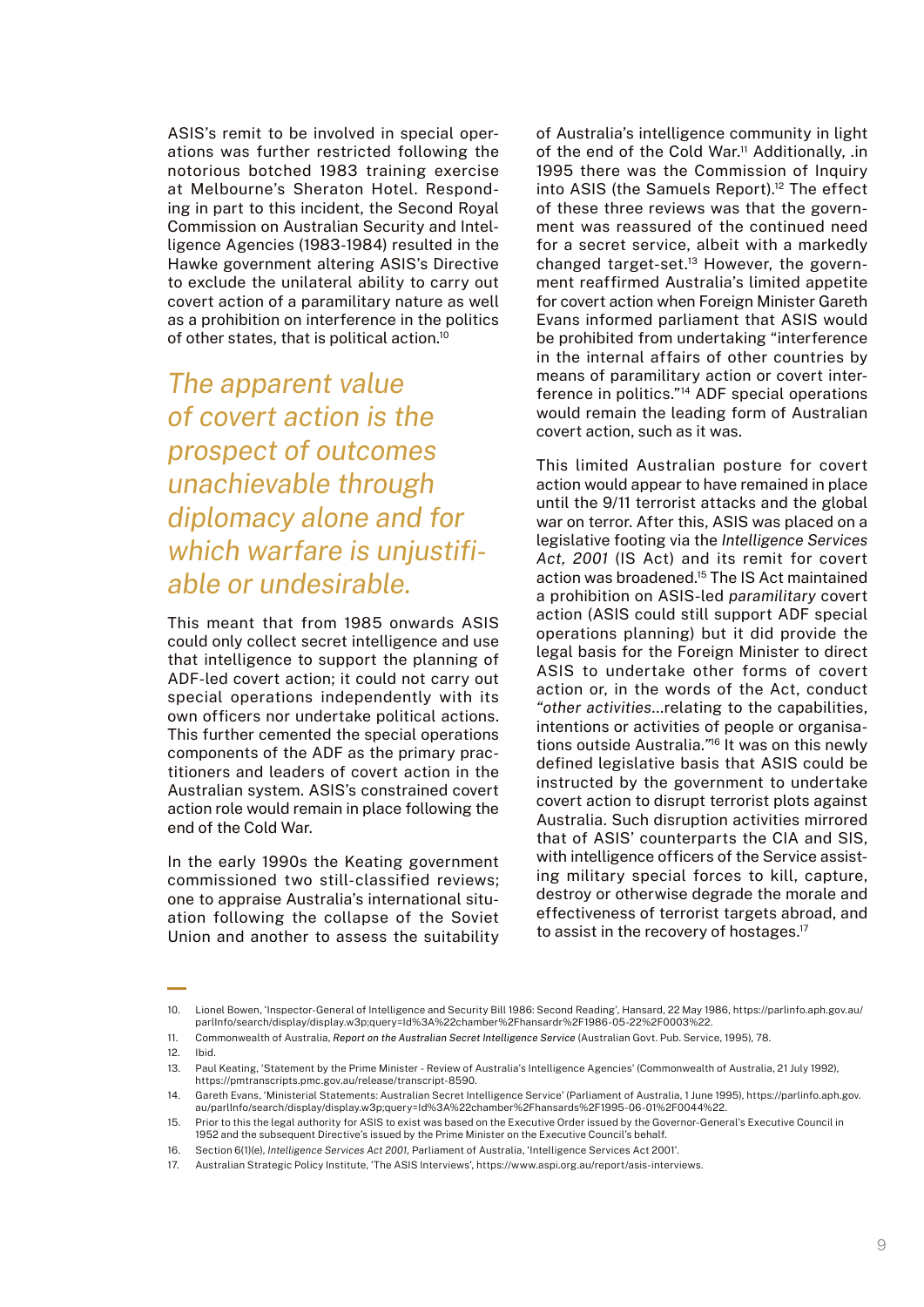ASIS's remit to be involved in special operations was further restricted following the notorious botched 1983 training exercise at Melbourne's Sheraton Hotel. Responding in part to this incident, the Second Royal Commission on Australian Security and Intelligence Agencies (1983-1984) resulted in the Hawke government altering ASIS's Directive to exclude the unilateral ability to carry out covert action of a paramilitary nature as well as a prohibition on interference in the politics of other states, that is political action.[10]

*The apparent value of covert action is the prospect of outcomes unachievable through diplomacy alone and for which warfare is unjustifiable or undesirable.*

This meant that from 1985 onwards ASIS could only collect secret intelligence and use that intelligence to support the planning of ADF-led covert action; it could not carry out special operations independently with its own officers nor undertake political actions. This further cemented the special operations components of the ADF as the primary practitioners and leaders of covert action in the Australian system. ASIS's constrained covert action role would remain in place following the end of the Cold War.

In the early 1990s the Keating government commissioned two still-classified reviews; one to appraise Australia's international situation following the collapse of the Soviet Union and another to assess the suitability of Australia's intelligence community in light of the end of the Cold War.[11] Additionally, .in 1995 there was the Commission of Inquiry into ASIS (the Samuels Report).[12] The effect of these three reviews was that the government was reassured of the continued need for a secret service, albeit with a markedly changed target-set.[13] However, the government reaffirmed Australia's limited appetite for covert action when Foreign Minister Gareth Evans informed parliament that ASIS would be prohibited from undertaking "interference in the internal affairs of other countries by means of paramilitary action or covert interference in politics."[14] ADF special operations would remain the leading form of Australian covert action, such as it was.

This limited Australian posture for covert action would appear to have remained in place until the 9/11 terrorist attacks and the global war on terror. After this, ASIS was placed on a legislative footing via the *Intelligence Services Act, 2001* (IS Act) and its remit for covert action was broadened.[15] The IS Act maintained a prohibition on ASIS-led *paramilitary* covert action (ASIS could still support ADF special operations planning) but it did provide the legal basis for the Foreign Minister to direct ASIS to undertake other forms of covert action or, in the words of the Act, conduct "*other activities*…relating to the capabilities, intentions or activities of people or organisations outside Australia."[16] It was on this newly defined legislative basis that ASIS could be instructed by the government to undertake covert action to disrupt terrorist plots against Australia. Such disruption activities mirrored that of ASIS' counterparts the CIA and SIS, with intelligence officers of the Service assisting military special forces to kill, capture, destroy or otherwise degrade the morale and effectiveness of terrorist targets abroad, and to assist in the recovery of hostages.[17]

---

10. Lionel Bowen, 'Inspector-General of Intelligence and Security Bill 1986: Second Reading', Hansard, 22 May 1986, https://parlinfo.aph.gov.au/parlInfo/search/display/display.w3p;query=Id%3A%22chamber%2Fhansardr%2F1986-05-22%2F0003%22.
11. Commonwealth of Australia, *Report on the Australian Secret Intelligence Service* (Australian Govt. Pub. Service, 1995), 78.
12. Ibid.
13. Paul Keating, 'Statement by the Prime Minister - Review of Australia's Intelligence Agencies' (Commonwealth of Australia, 21 July 1992), https://pmtranscripts.pmc.gov.au/release/transcript-8590.
14. Gareth Evans, 'Ministerial Statements: Australian Secret Intelligence Service' (Parliament of Australia, 1 June 1995), https://parlinfo.aph.gov.au/parlInfo/search/display/display.w3p;query=Id%3A%22chamber%2Fhansards%2F1995-06-01%2F0044%22.
15. Prior to this the legal authority for ASIS to exist was based on the Executive Order issued by the Governor-General's Executive Council in 1952 and the subsequent Directive's issued by the Prime Minister on the Executive Council's behalf.
16. Section 6(1)(e), *Intelligence Services Act 2001*, Parliament of Australia, 'Intelligence Services Act 2001'.
17. Australian Strategic Policy Institute, 'The ASIS Interviews', https://www.aspi.org.au/report/asis-interviews.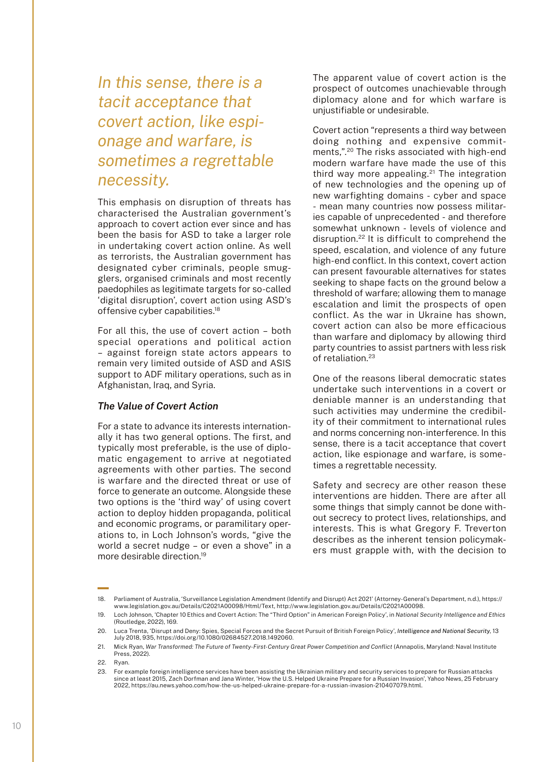*In this sense, there is a tacit acceptance that covert action, like espionage and warfare, is sometimes a regrettable necessity.*

This emphasis on disruption of threats has characterised the Australian government's approach to covert action ever since and has been the basis for ASD to take a larger role in undertaking covert action online. As well as terrorists, the Australian government has designated cyber criminals, people smugglers, organised criminals and most recently paedophiles as legitimate targets for so-called 'digital disruption', covert action using ASD's offensive cyber capabilities.[18]

For all this, the use of covert action – both special operations and political action – against foreign state actors appears to remain very limited outside of ASD and ASIS support to ADF military operations, such as in Afghanistan, Iraq, and Syria.

### *The Value of Covert Action*

For a state to advance its interests internationally it has two general options. The first, and typically most preferable, is the use of diplomatic engagement to arrive at negotiated agreements with other parties. The second is warfare and the directed threat or use of force to generate an outcome. Alongside these two options is the 'third way' of using covert action to deploy hidden propaganda, political and economic programs, or paramilitary operations to, in Loch Johnson's words, "give the world a secret nudge – or even a shove" in a more desirable direction.[19]

The apparent value of covert action is the prospect of outcomes unachievable through diplomacy alone and for which warfare is unjustifiable or undesirable.

Covert action "represents a third way between doing nothing and expensive commitments,".[20] The risks associated with high-end modern warfare have made the use of this third way more appealing.[21] The integration of new technologies and the opening up of new warfighting domains - cyber and space - mean many countries now possess militaries capable of unprecedented - and therefore somewhat unknown - levels of violence and disruption.[22] It is difficult to comprehend the speed, escalation, and violence of any future high-end conflict. In this context, covert action can present favourable alternatives for states seeking to shape facts on the ground below a threshold of warfare; allowing them to manage escalation and limit the prospects of open conflict. As the war in Ukraine has shown, covert action can also be more efficacious than warfare and diplomacy by allowing third party countries to assist partners with less risk of retaliation.[23]

One of the reasons liberal democratic states undertake such interventions in a covert or deniable manner is an understanding that such activities may undermine the credibility of their commitment to international rules and norms concerning non-interference. In this sense, there is a tacit acceptance that covert action, like espionage and warfare, is sometimes a regrettable necessity.

Safety and secrecy are other reason these interventions are hidden. There are after all some things that simply cannot be done without secrecy to protect lives, relationships, and interests. This is what Gregory F. Treverton describes as the inherent tension policymakers must grapple with, with the decision to

---

18. Parliament of Australia, 'Surveillance Legislation Amendment (Identify and Disrupt) Act 2021' (Attorney-General's Department, n.d.), https://www.legislation.gov.au/Details/C2021A00098/Html/Text, http://www.legislation.gov.au/Details/C2021A00098.
19. Loch Johnson, 'Chapter 10 Ethics and Covert Action: The "Third Option" in American Foreign Policy', in *National Security Intelligence and Ethics* (Routledge, 2022), 169.
20. Luca Trenta, 'Disrupt and Deny: Spies, Special Forces and the Secret Pursuit of British Foreign Policy', *Intelligence and National Security*, 13 July 2018, 935, https://doi.org/10.1080/02684527.2018.1492060.
21. Mick Ryan, *War Transformed: The Future of Twenty-First-Century Great Power Competition and Conflict* (Annapolis, Maryland: Naval Institute Press, 2022).
22. Ryan.
23. For example foreign intelligence services have been assisting the Ukrainian military and security services to prepare for Russian attacks since at least 2015, Zach Dorfman and Jana Winter, 'How the U.S. Helped Ukraine Prepare for a Russian Invasion', Yahoo News, 25 February 2022, https://au.news.yahoo.com/how-the-us-helped-ukraine-prepare-for-a-russian-invasion-210407079.html.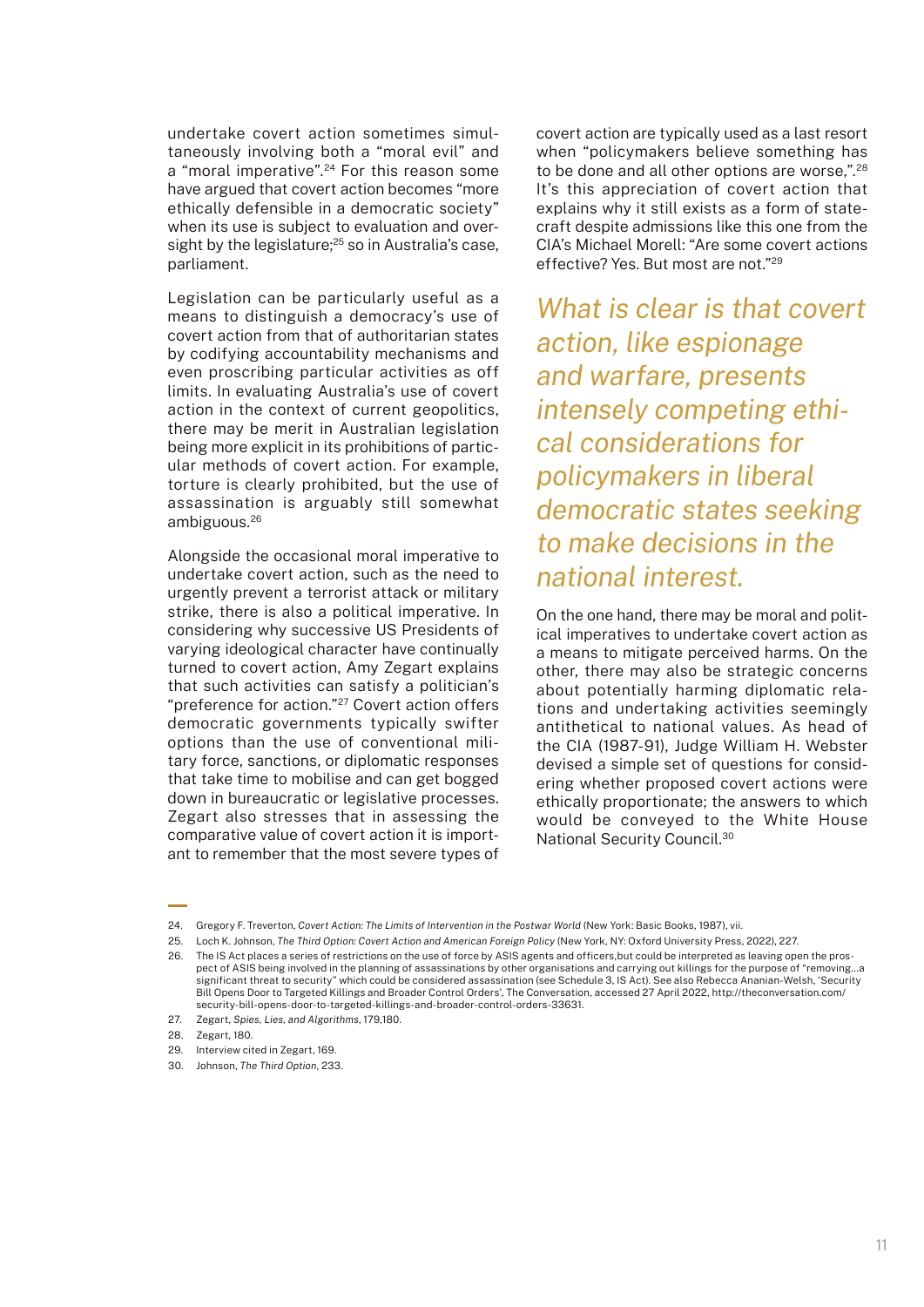undertake covert action sometimes simultaneously involving both a "moral evil" and a "moral imperative".[24] For this reason some have argued that covert action becomes "more ethically defensible in a democratic society" when its use is subject to evaluation and oversight by the legislature;[25] so in Australia's case, parliament.

Legislation can be particularly useful as a means to distinguish a democracy's use of covert action from that of authoritarian states by codifying accountability mechanisms and even proscribing particular activities as off limits. In evaluating Australia's use of covert action in the context of current geopolitics, there may be merit in Australian legislation being more explicit in its prohibitions of particular methods of covert action. For example, torture is clearly prohibited, but the use of assassination is arguably still somewhat ambiguous.[26]

Alongside the occasional moral imperative to undertake covert action, such as the need to urgently prevent a terrorist attack or military strike, there is also a political imperative. In considering why successive US Presidents of varying ideological character have continually turned to covert action, Amy Zegart explains that such activities can satisfy a politician's "preference for action."[27] Covert action offers democratic governments typically swifter options than the use of conventional military force, sanctions, or diplomatic responses that take time to mobilise and can get bogged down in bureaucratic or legislative processes. Zegart also stresses that in assessing the comparative value of covert action it is important to remember that the most severe types of covert action are typically used as a last resort when "policymakers believe something has to be done and all other options are worse,".[28] It's this appreciation of covert action that explains why it still exists as a form of statecraft despite admissions like this one from the CIA's Michael Morell: "Are some covert actions effective? Yes. But most are not."[29]

*What is clear is that covert action, like espionage and warfare, presents intensely competing ethical considerations for policymakers in liberal democratic states seeking to make decisions in the national interest.*

On the one hand, there may be moral and political imperatives to undertake covert action as a means to mitigate perceived harms. On the other, there may also be strategic concerns about potentially harming diplomatic relations and undertaking activities seemingly antithetical to national values. As head of the CIA (1987-91), Judge William H. Webster devised a simple set of questions for considering whether proposed covert actions were ethically proportionate; the answers to which would be conveyed to the White House National Security Council.[30]

---

24. Gregory F. Treverton, *Covert Action: The Limits of Intervention in the Postwar World* (New York: Basic Books, 1987), vii.
25. Loch K. Johnson, *The Third Option: Covert Action and American Foreign Policy* (New York, NY: Oxford University Press, 2022), 227.
26. The IS Act places a series of restrictions on the use of force by ASIS agents and officers,but could be interpreted as leaving open the prospect of ASIS being involved in the planning of assassinations by other organisations and carrying out killings for the purpose of "removing…a significant threat to security" which could be considered assassination (see Schedule 3, IS Act). See also Rebecca Ananian-Welsh, 'Security Bill Opens Door to Targeted Killings and Broader Control Orders', The Conversation, accessed 27 April 2022, http://theconversation.com/security-bill-opens-door-to-targeted-killings-and-broader-control-orders-33631.
27. Zegart, *Spies, Lies, and Algorithms*, 179,180.
28. Zegart, 180.
29. Interview cited in Zegart, 169.
30. Johnson, *The Third Option*, 233.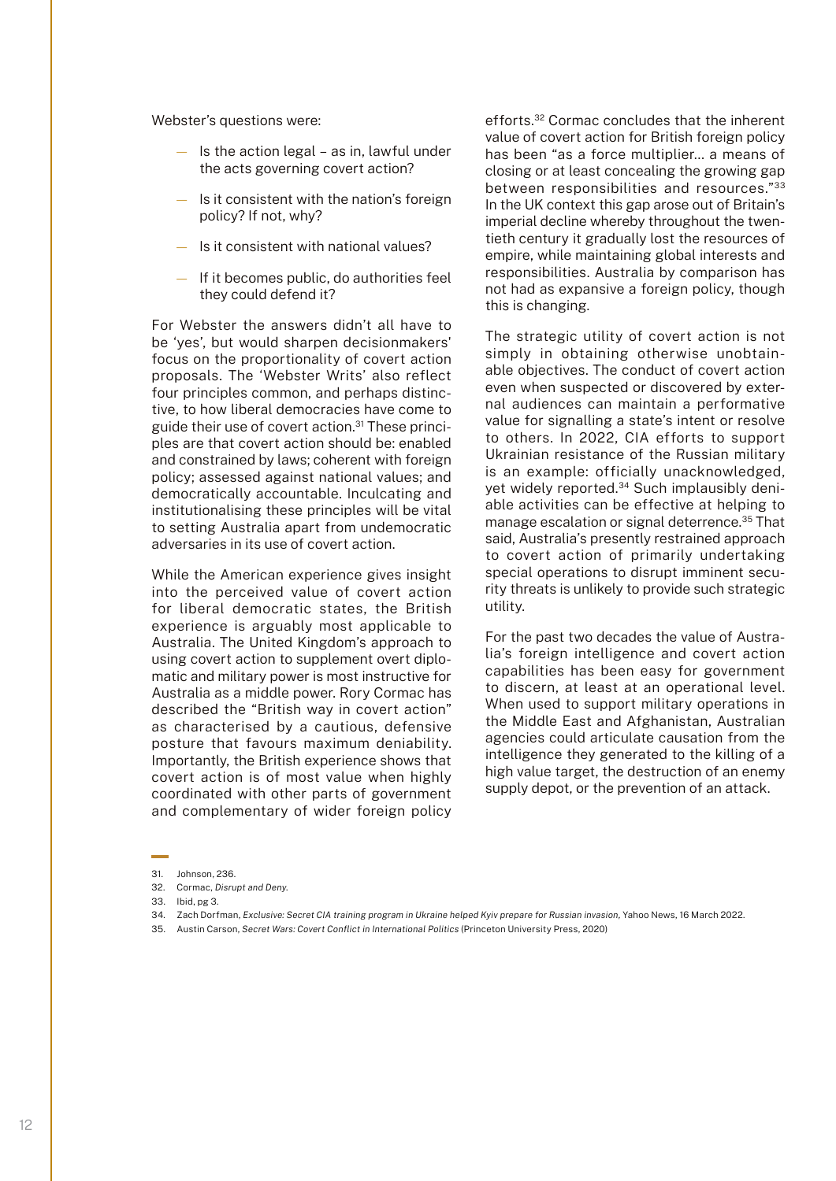Webster's questions were:

- Is the action legal – as in, lawful under the acts governing covert action?
- Is it consistent with the nation's foreign policy? If not, why?
- Is it consistent with national values?
- If it becomes public, do authorities feel they could defend it?

For Webster the answers didn't all have to be 'yes', but would sharpen decisionmakers' focus on the proportionality of covert action proposals. The 'Webster Writs' also reflect four principles common, and perhaps distinctive, to how liberal democracies have come to guide their use of covert action.[31] These principles are that covert action should be: enabled and constrained by laws; coherent with foreign policy; assessed against national values; and democratically accountable. Inculcating and institutionalising these principles will be vital to setting Australia apart from undemocratic adversaries in its use of covert action.

While the American experience gives insight into the perceived value of covert action for liberal democratic states, the British experience is arguably most applicable to Australia. The United Kingdom's approach to using covert action to supplement overt diplomatic and military power is most instructive for Australia as a middle power. Rory Cormac has described the "British way in covert action" as characterised by a cautious, defensive posture that favours maximum deniability. Importantly, the British experience shows that covert action is of most value when highly coordinated with other parts of government and complementary of wider foreign policy efforts.[32] Cormac concludes that the inherent value of covert action for British foreign policy has been "as a force multiplier... a means of closing or at least concealing the growing gap between responsibilities and resources."[33] In the UK context this gap arose out of Britain's imperial decline whereby throughout the twentieth century it gradually lost the resources of empire, while maintaining global interests and responsibilities. Australia by comparison has not had as expansive a foreign policy, though this is changing.

The strategic utility of covert action is not simply in obtaining otherwise unobtainable objectives. The conduct of covert action even when suspected or discovered by external audiences can maintain a performative value for signalling a state's intent or resolve to others. In 2022, CIA efforts to support Ukrainian resistance of the Russian military is an example: officially unacknowledged, yet widely reported.[34] Such implausibly deniable activities can be effective at helping to manage escalation or signal deterrence.[35] That said, Australia's presently restrained approach to covert action of primarily undertaking special operations to disrupt imminent security threats is unlikely to provide such strategic utility.

For the past two decades the value of Australia's foreign intelligence and covert action capabilities has been easy for government to discern, at least at an operational level. When used to support military operations in the Middle East and Afghanistan, Australian agencies could articulate causation from the intelligence they generated to the killing of a high value target, the destruction of an enemy supply depot, or the prevention of an attack.

---

31. Johnson, 236.
32. Cormac, *Disrupt and Deny.*
33. Ibid, pg 3.
34. Zach Dorfman, *Exclusive: Secret CIA training program in Ukraine helped Kyiv prepare for Russian invasion*, Yahoo News, 16 March 2022.
35. Austin Carson, *Secret Wars: Covert Conflict in International Politics* (Princeton University Press, 2020)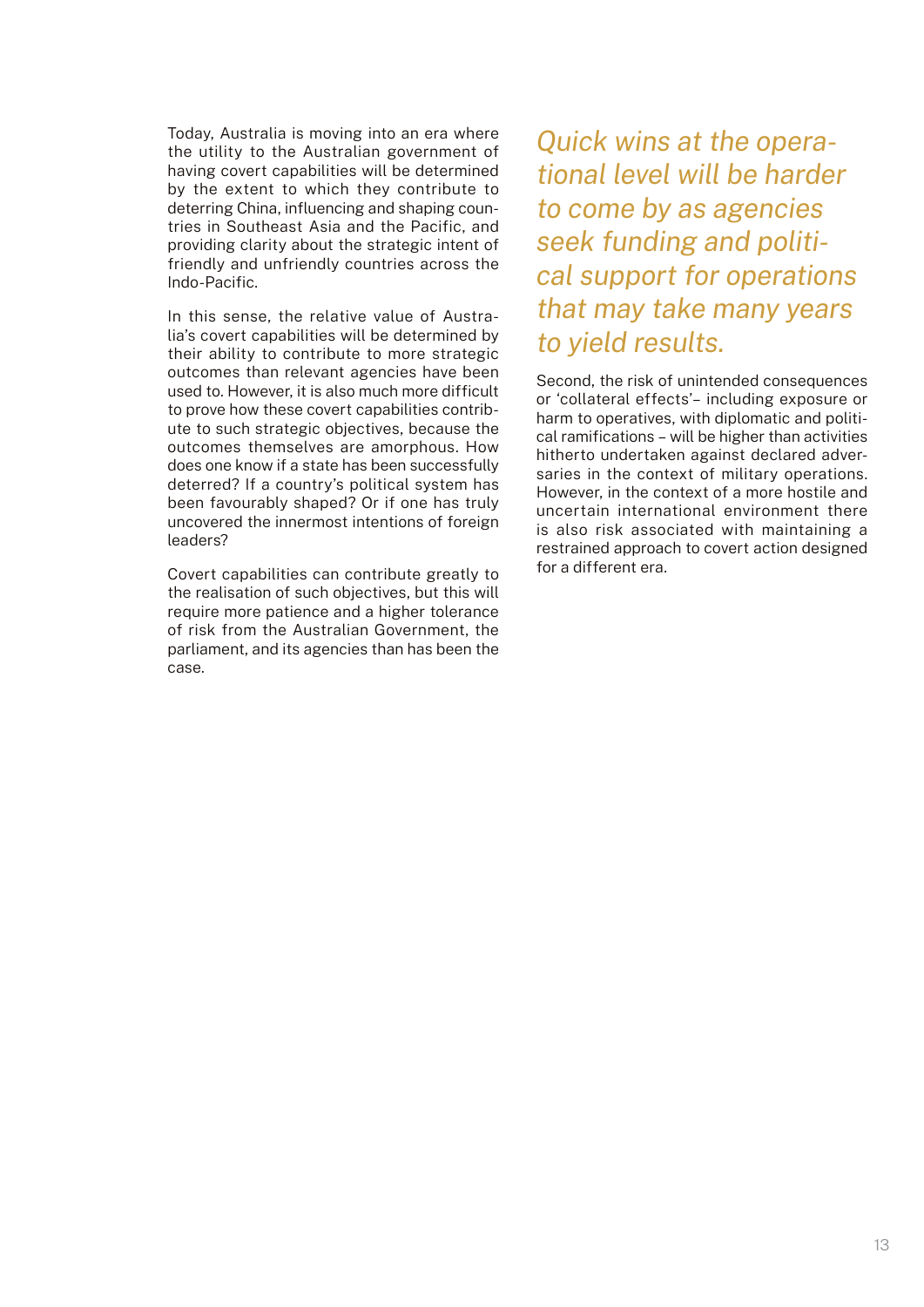Today, Australia is moving into an era where the utility to the Australian government of having covert capabilities will be determined by the extent to which they contribute to deterring China, influencing and shaping countries in Southeast Asia and the Pacific, and providing clarity about the strategic intent of friendly and unfriendly countries across the Indo-Pacific.

In this sense, the relative value of Australia's covert capabilities will be determined by their ability to contribute to more strategic outcomes than relevant agencies have been used to. However, it is also much more difficult to prove how these covert capabilities contribute to such strategic objectives, because the outcomes themselves are amorphous. How does one know if a state has been successfully deterred? If a country's political system has been favourably shaped? Or if one has truly uncovered the innermost intentions of foreign leaders?

Covert capabilities can contribute greatly to the realisation of such objectives, but this will require more patience and a higher tolerance of risk from the Australian Government, the parliament, and its agencies than has been the case.

*Quick wins at the operational level will be harder to come by as agencies seek funding and political support for operations that may take many years to yield results.*

Second, the risk of unintended consequences or 'collateral effects'– including exposure or harm to operatives, with diplomatic and political ramifications – will be higher than activities hitherto undertaken against declared adversaries in the context of military operations. However, in the context of a more hostile and uncertain international environment there is also risk associated with maintaining a restrained approach to covert action designed for a different era.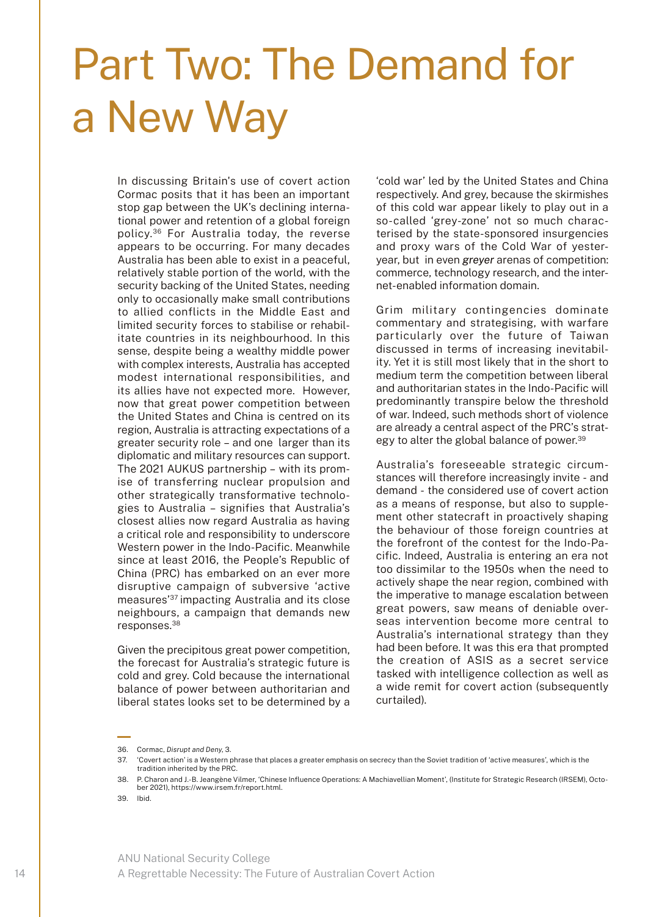# Part Two: The Demand for a New Way

In discussing Britain's use of covert action Cormac posits that it has been an important stop gap between the UK's declining international power and retention of a global foreign policy.[36] For Australia today, the reverse appears to be occurring. For many decades Australia has been able to exist in a peaceful, relatively stable portion of the world, with the security backing of the United States, needing only to occasionally make small contributions to allied conflicts in the Middle East and limited security forces to stabilise or rehabilitate countries in its neighbourhood. In this sense, despite being a wealthy middle power with complex interests, Australia has accepted modest international responsibilities, and its allies have not expected more. However, now that great power competition between the United States and China is centred on its region, Australia is attracting expectations of a greater security role – and one larger than its diplomatic and military resources can support. The 2021 AUKUS partnership – with its promise of transferring nuclear propulsion and other strategically transformative technologies to Australia – signifies that Australia's closest allies now regard Australia as having a critical role and responsibility to underscore Western power in the Indo-Pacific. Meanwhile since at least 2016, the People's Republic of China (PRC) has embarked on an ever more disruptive campaign of subversive 'active measures'[37] impacting Australia and its close neighbours, a campaign that demands new responses.[38]

Given the precipitous great power competition, the forecast for Australia's strategic future is cold and grey. Cold because the international balance of power between authoritarian and liberal states looks set to be determined by a 'cold war' led by the United States and China respectively. And grey, because the skirmishes of this cold war appear likely to play out in a so-called 'grey-zone' not so much characterised by the state-sponsored insurgencies and proxy wars of the Cold War of yesteryear, but in even *greyer* arenas of competition: commerce, technology research, and the internet-enabled information domain.

Grim military contingencies dominate commentary and strategising, with warfare particularly over the future of Taiwan discussed in terms of increasing inevitability. Yet it is still most likely that in the short to medium term the competition between liberal and authoritarian states in the Indo-Pacific will predominantly transpire below the threshold of war. Indeed, such methods short of violence are already a central aspect of the PRC's strategy to alter the global balance of power.[39]

Australia's foreseeable strategic circumstances will therefore increasingly invite - and demand - the considered use of covert action as a means of response, but also to supplement other statecraft in proactively shaping the behaviour of those foreign countries at the forefront of the contest for the Indo-Pacific. Indeed, Australia is entering an era not too dissimilar to the 1950s when the need to actively shape the near region, combined with the imperative to manage escalation between great powers, saw means of deniable overseas intervention become more central to Australia's international strategy than they had been before. It was this era that prompted the creation of ASIS as a secret service tasked with intelligence collection as well as a wide remit for covert action (subsequently curtailed).

---

36. Cormac, *Disrupt and Deny*, 3.
37. 'Covert action' is a Western phrase that places a greater emphasis on secrecy than the Soviet tradition of 'active measures', which is the tradition inherited by the PRC.
38. P. Charon and J.-B. Jeangène Vilmer, 'Chinese Influence Operations: A Machiavellian Moment', (Institute for Strategic Research (IRSEM), October 2021), https://www.irsem.fr/report.html.
39. Ibid.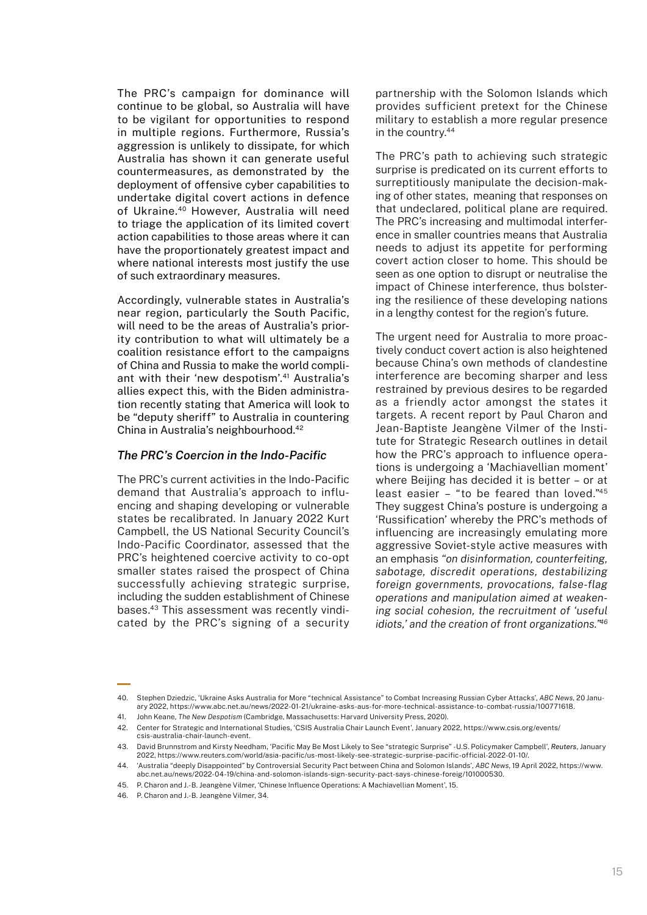The PRC's campaign for dominance will continue to be global, so Australia will have to be vigilant for opportunities to respond in multiple regions. Furthermore, Russia's aggression is unlikely to dissipate, for which Australia has shown it can generate useful countermeasures, as demonstrated by the deployment of offensive cyber capabilities to undertake digital covert actions in defence of Ukraine.[40] However, Australia will need to triage the application of its limited covert action capabilities to those areas where it can have the proportionately greatest impact and where national interests most justify the use of such extraordinary measures.

Accordingly, vulnerable states in Australia's near region, particularly the South Pacific, will need to be the areas of Australia's priority contribution to what will ultimately be a coalition resistance effort to the campaigns of China and Russia to make the world compliant with their 'new despotism'.[41] Australia's allies expect this, with the Biden administration recently stating that America will look to be "deputy sheriff" to Australia in countering China in Australia's neighbourhood.[42]

### *The PRC's Coercion in the Indo-Pacific*

The PRC's current activities in the Indo-Pacific demand that Australia's approach to influencing and shaping developing or vulnerable states be recalibrated. In January 2022 Kurt Campbell, the US National Security Council's Indo-Pacific Coordinator, assessed that the PRC's heightened coercive activity to co-opt smaller states raised the prospect of China successfully achieving strategic surprise, including the sudden establishment of Chinese bases.[43] This assessment was recently vindicated by the PRC's signing of a security partnership with the Solomon Islands which provides sufficient pretext for the Chinese military to establish a more regular presence in the country.[44]

The PRC's path to achieving such strategic surprise is predicated on its current efforts to surreptitiously manipulate the decision-making of other states, meaning that responses on that undeclared, political plane are required. The PRC's increasing and multimodal interference in smaller countries means that Australia needs to adjust its appetite for performing covert action closer to home. This should be seen as one option to disrupt or neutralise the impact of Chinese interference, thus bolstering the resilience of these developing nations in a lengthy contest for the region's future.

The urgent need for Australia to more proactively conduct covert action is also heightened because China's own methods of clandestine interference are becoming sharper and less restrained by previous desires to be regarded as a friendly actor amongst the states it targets. A recent report by Paul Charon and Jean-Baptiste Jeangène Vilmer of the Institute for Strategic Research outlines in detail how the PRC's approach to influence operations is undergoing a 'Machiavellian moment' where Beijing has decided it is better – or at least easier – "to be feared than loved."[45] They suggest China's posture is undergoing a 'Russification' whereby the PRC's methods of influencing are increasingly emulating more aggressive Soviet-style active measures with an emphasis *"on disinformation, counterfeiting, sabotage, discredit operations, destabilizing foreign governments, provocations, false-flag operations and manipulation aimed at weakening social cohesion, the recruitment of 'useful idiots,' and the creation of front organizations."*[46]

---

40. Stephen Dziedzic, 'Ukraine Asks Australia for More "technical Assistance" to Combat Increasing Russian Cyber Attacks', *ABC News*, 20 January 2022, https://www.abc.net.au/news/2022-01-21/ukraine-asks-aus-for-more-technical-assistance-to-combat-russia/100771618.
41. John Keane, *The New Despotism* (Cambridge, Massachusetts: Harvard University Press, 2020).
42. Center for Strategic and International Studies, 'CSIS Australia Chair Launch Event', January 2022, https://www.csis.org/events/csis-australia-chair-launch-event.
43. David Brunnstrom and Kirsty Needham, 'Pacific May Be Most Likely to See "strategic Surprise" -U.S. Policymaker Campbell', *Reuters*, January 2022, https://www.reuters.com/world/asia-pacific/us-most-likely-see-strategic-surprise-pacific-official-2022-01-10/.
44. 'Australia "deeply Disappointed" by Controversial Security Pact between China and Solomon Islands', *ABC News*, 19 April 2022, https://www.abc.net.au/news/2022-04-19/china-and-solomon-islands-sign-security-pact-says-chinese-foreig/101000530.
45. P. Charon and J.-B. Jeangène Vilmer, 'Chinese Influence Operations: A Machiavellian Moment', 15.
46. P. Charon and J.-B. Jeangène Vilmer, 34.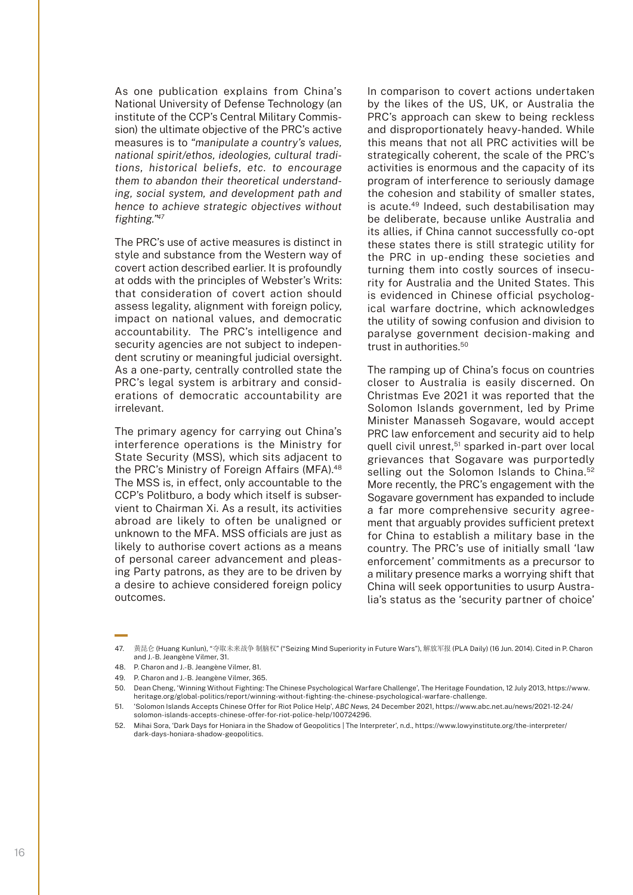As one publication explains from China's National University of Defense Technology (an institute of the CCP's Central Military Commission) the ultimate objective of the PRC's active measures is to *"manipulate a country's values, national spirit/ethos, ideologies, cultural traditions, historical beliefs, etc. to encourage them to abandon their theoretical understanding, social system, and development path and hence to achieve strategic objectives without fighting."*[47]

The PRC's use of active measures is distinct in style and substance from the Western way of covert action described earlier. It is profoundly at odds with the principles of Webster's Writs: that consideration of covert action should assess legality, alignment with foreign policy, impact on national values, and democratic accountability. The PRC's intelligence and security agencies are not subject to independent scrutiny or meaningful judicial oversight. As a one-party, centrally controlled state the PRC's legal system is arbitrary and considerations of democratic accountability are irrelevant.

The primary agency for carrying out China's interference operations is the Ministry for State Security (MSS), which sits adjacent to the PRC's Ministry of Foreign Affairs (MFA).[48] The MSS is, in effect, only accountable to the CCP's Politburo, a body which itself is subservient to Chairman Xi. As a result, its activities abroad are likely to often be unaligned or unknown to the MFA. MSS officials are just as likely to authorise covert actions as a means of personal career advancement and pleasing Party patrons, as they are to be driven by a desire to achieve considered foreign policy outcomes.

In comparison to covert actions undertaken by the likes of the US, UK, or Australia the PRC's approach can skew to being reckless and disproportionately heavy-handed. While this means that not all PRC activities will be strategically coherent, the scale of the PRC's activities is enormous and the capacity of its program of interference to seriously damage the cohesion and stability of smaller states, is acute.[49] Indeed, such destabilisation may be deliberate, because unlike Australia and its allies, if China cannot successfully co-opt these states there is still strategic utility for the PRC in up-ending these societies and turning them into costly sources of insecurity for Australia and the United States. This is evidenced in Chinese official psychological warfare doctrine, which acknowledges the utility of sowing confusion and division to paralyse government decision-making and trust in authorities.[50]

The ramping up of China's focus on countries closer to Australia is easily discerned. On Christmas Eve 2021 it was reported that the Solomon Islands government, led by Prime Minister Manasseh Sogavare, would accept PRC law enforcement and security aid to help quell civil unrest,[51] sparked in-part over local grievances that Sogavare was purportedly selling out the Solomon Islands to China.[52] More recently, the PRC's engagement with the Sogavare government has expanded to include a far more comprehensive security agreement that arguably provides sufficient pretext for China to establish a military base in the country. The PRC's use of initially small 'law enforcement' commitments as a precursor to a military presence marks a worrying shift that China will seek opportunities to usurp Australia's status as the 'security partner of choice'

---

47. 黄昆仑 (Huang Kunlun), "夺取未来战争 制脑权" ("Seizing Mind Superiority in Future Wars"), 解放军报 (PLA Daily) (16 Jun. 2014). Cited in P. Charon and J.-B. Jeangène Vilmer, 31.
48. P. Charon and J.-B. Jeangène Vilmer, 81.
49. P. Charon and J.-B. Jeangène Vilmer, 365.
50. Dean Cheng, 'Winning Without Fighting: The Chinese Psychological Warfare Challenge', The Heritage Foundation, 12 July 2013, https://www.heritage.org/global-politics/report/winning-without-fighting-the-chinese-psychological-warfare-challenge.
51. 'Solomon Islands Accepts Chinese Offer for Riot Police Help', *ABC News*, 24 December 2021, https://www.abc.net.au/news/2021-12-24/solomon-islands-accepts-chinese-offer-for-riot-police-help/100724296.
52. Mihai Sora, 'Dark Days for Honiara in the Shadow of Geopolitics | The Interpreter', n.d., https://www.lowyinstitute.org/the-interpreter/dark-days-honiara-shadow-geopolitics.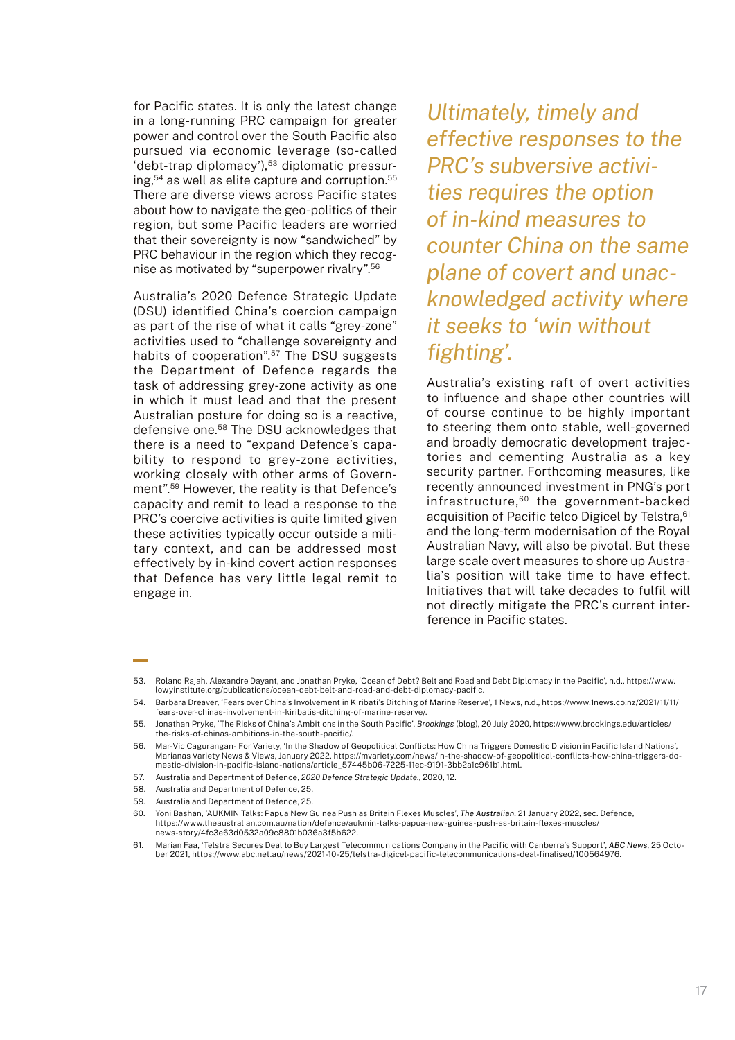for Pacific states. It is only the latest change in a long-running PRC campaign for greater power and control over the South Pacific also pursued via economic leverage (so-called 'debt-trap diplomacy'),[53] diplomatic pressuring,[54] as well as elite capture and corruption.[55] There are diverse views across Pacific states about how to navigate the geo-politics of their region, but some Pacific leaders are worried that their sovereignty is now "sandwiched" by PRC behaviour in the region which they recognise as motivated by "superpower rivalry".[56]

Australia's 2020 Defence Strategic Update (DSU) identified China's coercion campaign as part of the rise of what it calls "grey-zone" activities used to "challenge sovereignty and habits of cooperation".[57] The DSU suggests the Department of Defence regards the task of addressing grey-zone activity as one in which it must lead and that the present Australian posture for doing so is a reactive, defensive one.[58] The DSU acknowledges that there is a need to "expand Defence's capability to respond to grey-zone activities, working closely with other arms of Government".[59] However, the reality is that Defence's capacity and remit to lead a response to the PRC's coercive activities is quite limited given these activities typically occur outside a military context, and can be addressed most effectively by in-kind covert action responses that Defence has very little legal remit to engage in.

*Ultimately, timely and effective responses to the PRC's subversive activities requires the option of in-kind measures to counter China on the same plane of covert and unacknowledged activity where it seeks to 'win without fighting'.*

Australia's existing raft of overt activities to influence and shape other countries will of course continue to be highly important to steering them onto stable, well-governed and broadly democratic development trajectories and cementing Australia as a key security partner. Forthcoming measures, like recently announced investment in PNG's port infrastructure,[60] the government-backed acquisition of Pacific telco Digicel by Telstra,[61] and the long-term modernisation of the Royal Australian Navy, will also be pivotal. But these large scale overt measures to shore up Australia's position will take time to have effect. Initiatives that will take decades to fulfil will not directly mitigate the PRC's current interference in Pacific states.

---

53. Roland Rajah, Alexandre Dayant, and Jonathan Pryke, 'Ocean of Debt? Belt and Road and Debt Diplomacy in the Pacific', n.d., https://www.lowyinstitute.org/publications/ocean-debt-belt-and-road-and-debt-diplomacy-pacific.
54. Barbara Dreaver, 'Fears over China's Involvement in Kiribati's Ditching of Marine Reserve', 1 News, n.d., https://www.1news.co.nz/2021/11/11/fears-over-chinas-involvement-in-kiribatis-ditching-of-marine-reserve/.
55. Jonathan Pryke, 'The Risks of China's Ambitions in the South Pacific', *Brookings* (blog), 20 July 2020, https://www.brookings.edu/articles/the-risks-of-chinas-ambitions-in-the-south-pacific/.
56. Mar-Vic Cagurangan- For Variety, 'In the Shadow of Geopolitical Conflicts: How China Triggers Domestic Division in Pacific Island Nations', Marianas Variety News & Views, January 2022, https://mvariety.com/news/in-the-shadow-of-geopolitical-conflicts-how-china-triggers-domestic-division-in-pacific-island-nations/article_57445b06-7225-11ec-9191-3bb2a1c961b1.html.
57. Australia and Department of Defence, *2020 Defence Strategic Update.*, 2020, 12.
58. Australia and Department of Defence, 25.
59. Australia and Department of Defence, 25.
60. Yoni Bashan, 'AUKMIN Talks: Papua New Guinea Push as Britain Flexes Muscles', *The Australian*, 21 January 2022, sec. Defence, https://www.theaustralian.com.au/nation/defence/aukmin-talks-papua-new-guinea-push-as-britain-flexes-muscles/news-story/4fc3e63d0532a09c8801b036a3f5b622.
61. Marian Faa, 'Telstra Secures Deal to Buy Largest Telecommunications Company in the Pacific with Canberra's Support', *ABC News*, 25 October 2021, https://www.abc.net.au/news/2021-10-25/telstra-digicel-pacific-telecommunications-deal-finalised/100564976.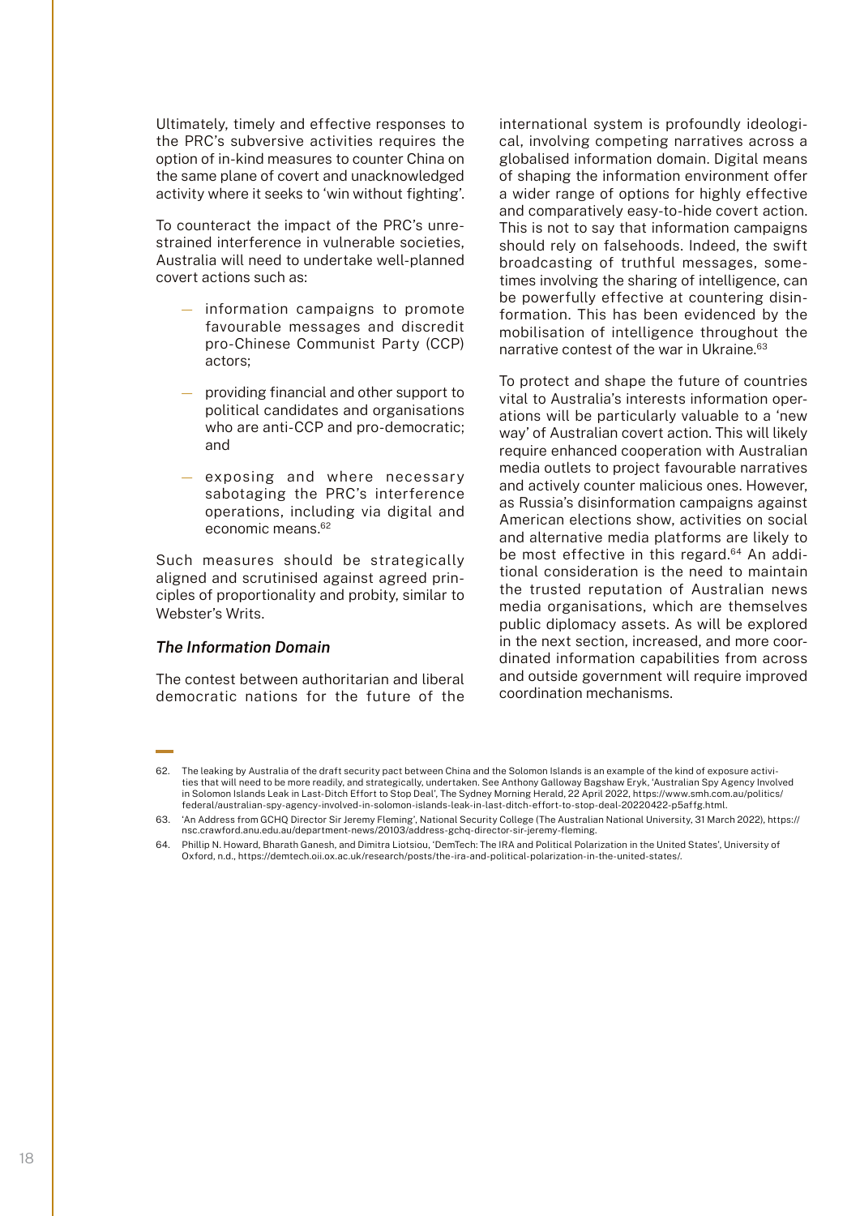Ultimately, timely and effective responses to the PRC's subversive activities requires the option of in-kind measures to counter China on the same plane of covert and unacknowledged activity where it seeks to 'win without fighting'.

To counteract the impact of the PRC's unrestrained interference in vulnerable societies, Australia will need to undertake well-planned covert actions such as:

- information campaigns to promote favourable messages and discredit pro-Chinese Communist Party (CCP) actors;
- providing financial and other support to political candidates and organisations who are anti-CCP and pro-democratic; and
- exposing and where necessary sabotaging the PRC's interference operations, including via digital and economic means.[62]

Such measures should be strategically aligned and scrutinised against agreed principles of proportionality and probity, similar to Webster's Writs.

### *The Information Domain*

The contest between authoritarian and liberal democratic nations for the future of the international system is profoundly ideological, involving competing narratives across a globalised information domain. Digital means of shaping the information environment offer a wider range of options for highly effective and comparatively easy-to-hide covert action. This is not to say that information campaigns should rely on falsehoods. Indeed, the swift broadcasting of truthful messages, sometimes involving the sharing of intelligence, can be powerfully effective at countering disinformation. This has been evidenced by the mobilisation of intelligence throughout the narrative contest of the war in Ukraine.[63]

To protect and shape the future of countries vital to Australia's interests information operations will be particularly valuable to a 'new way' of Australian covert action. This will likely require enhanced cooperation with Australian media outlets to project favourable narratives and actively counter malicious ones. However, as Russia's disinformation campaigns against American elections show, activities on social and alternative media platforms are likely to be most effective in this regard.[64] An additional consideration is the need to maintain the trusted reputation of Australian news media organisations, which are themselves public diplomacy assets. As will be explored in the next section, increased, and more coordinated information capabilities from across and outside government will require improved coordination mechanisms.

---

62. The leaking by Australia of the draft security pact between China and the Solomon Islands is an example of the kind of exposure activities that will need to be more readily, and strategically, undertaken. See Anthony Galloway Bagshaw Eryk, 'Australian Spy Agency Involved in Solomon Islands Leak in Last-Ditch Effort to Stop Deal', The Sydney Morning Herald, 22 April 2022, https://www.smh.com.au/politics/federal/australian-spy-agency-involved-in-solomon-islands-leak-in-last-ditch-effort-to-stop-deal-20220422-p5affg.html.
63. 'An Address from GCHQ Director Sir Jeremy Fleming', National Security College (The Australian National University, 31 March 2022), https://nsc.crawford.anu.edu.au/department-news/20103/address-gchq-director-sir-jeremy-fleming.
64. Phillip N. Howard, Bharath Ganesh, and Dimitra Liotsiou, 'DemTech: The IRA and Political Polarization in the United States', University of Oxford, n.d., https://demtech.oii.ox.ac.uk/research/posts/the-ira-and-political-polarization-in-the-united-states/.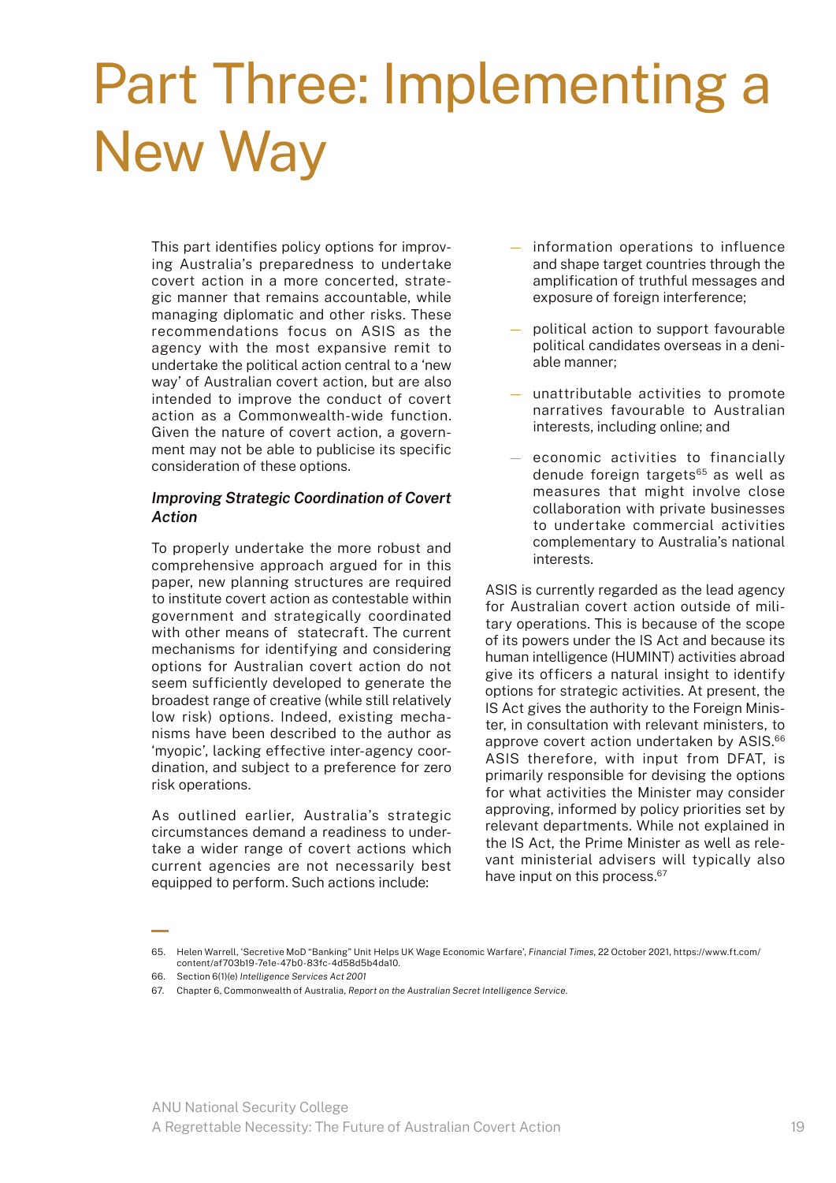# Part Three: Implementing a New Way

This part identifies policy options for improving Australia's preparedness to undertake covert action in a more concerted, strategic manner that remains accountable, while managing diplomatic and other risks. These recommendations focus on ASIS as the agency with the most expansive remit to undertake the political action central to a 'new way' of Australian covert action, but are also intended to improve the conduct of covert action as a Commonwealth-wide function. Given the nature of covert action, a government may not be able to publicise its specific consideration of these options.

### *Improving Strategic Coordination of Covert Action*

To properly undertake the more robust and comprehensive approach argued for in this paper, new planning structures are required to institute covert action as contestable within government and strategically coordinated with other means of statecraft. The current mechanisms for identifying and considering options for Australian covert action do not seem sufficiently developed to generate the broadest range of creative (while still relatively low risk) options. Indeed, existing mechanisms have been described to the author as 'myopic', lacking effective inter-agency coordination, and subject to a preference for zero risk operations.

As outlined earlier, Australia's strategic circumstances demand a readiness to undertake a wider range of covert actions which current agencies are not necessarily best equipped to perform. Such actions include:

- information operations to influence and shape target countries through the amplification of truthful messages and exposure of foreign interference;
- political action to support favourable political candidates overseas in a deniable manner;
- unattributable activities to promote narratives favourable to Australian interests, including online; and
- economic activities to financially denude foreign targets[65] as well as measures that might involve close collaboration with private businesses to undertake commercial activities complementary to Australia's national interests.

ASIS is currently regarded as the lead agency for Australian covert action outside of military operations. This is because of the scope of its powers under the IS Act and because its human intelligence (HUMINT) activities abroad give its officers a natural insight to identify options for strategic activities. At present, the IS Act gives the authority to the Foreign Minister, in consultation with relevant ministers, to approve covert action undertaken by ASIS.[66] ASIS therefore, with input from DFAT, is primarily responsible for devising the options for what activities the Minister may consider approving, informed by policy priorities set by relevant departments. While not explained in the IS Act, the Prime Minister as well as relevant ministerial advisers will typically also have input on this process.[67]

---

65. Helen Warrell, 'Secretive MoD "Banking" Unit Helps UK Wage Economic Warfare', *Financial Times*, 22 October 2021, https://www.ft.com/content/af703b19-7e1e-47b0-83fc-4d58d5b4da10.

66. Section 6(1)(e) *Intelligence Services Act 2001*

67. Chapter 6, Commonwealth of Australia, *Report on the Australian Secret Intelligence Service*.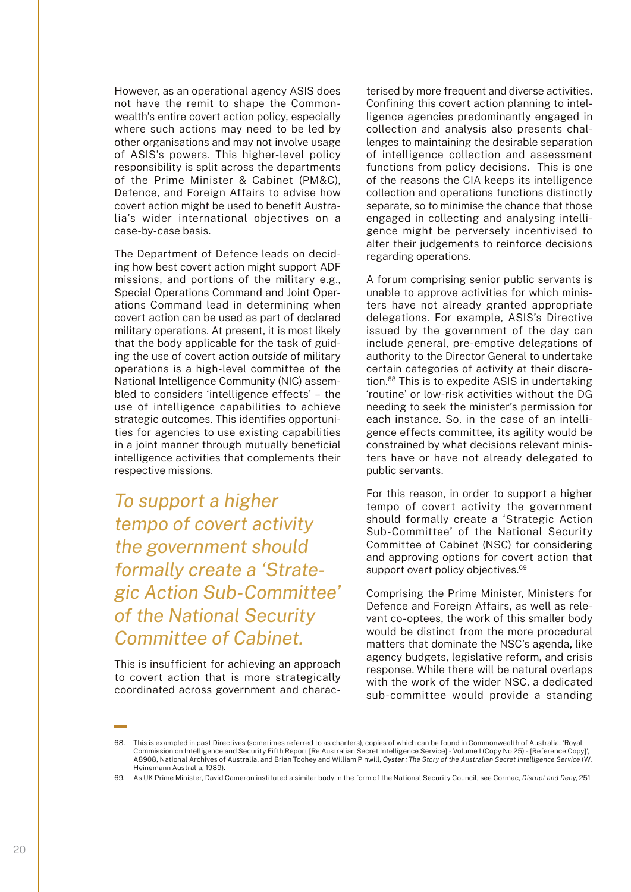However, as an operational agency ASIS does not have the remit to shape the Commonwealth's entire covert action policy, especially where such actions may need to be led by other organisations and may not involve usage of ASIS's powers. This higher-level policy responsibility is split across the departments of the Prime Minister & Cabinet (PM&C), Defence, and Foreign Affairs to advise how covert action might be used to benefit Australia's wider international objectives on a case-by-case basis.

The Department of Defence leads on deciding how best covert action might support ADF missions, and portions of the military e.g., Special Operations Command and Joint Operations Command lead in determining when covert action can be used as part of declared military operations. At present, it is most likely that the body applicable for the task of guiding the use of covert action *outside* of military operations is a high-level committee of the National Intelligence Community (NIC) assembled to considers 'intelligence effects' – the use of intelligence capabilities to achieve strategic outcomes. This identifies opportunities for agencies to use existing capabilities in a joint manner through mutually beneficial intelligence activities that complements their respective missions.

> *To support a higher tempo of covert activity the government should formally create a 'Strategic Action Sub-Committee' of the National Security Committee of Cabinet.*

This is insufficient for achieving an approach to covert action that is more strategically coordinated across government and characterised by more frequent and diverse activities. Confining this covert action planning to intelligence agencies predominantly engaged in collection and analysis also presents challenges to maintaining the desirable separation of intelligence collection and assessment functions from policy decisions. This is one of the reasons the CIA keeps its intelligence collection and operations functions distinctly separate, so to minimise the chance that those engaged in collecting and analysing intelligence might be perversely incentivised to alter their judgements to reinforce decisions regarding operations.

A forum comprising senior public servants is unable to approve activities for which ministers have not already granted appropriate delegations. For example, ASIS's Directive issued by the government of the day can include general, pre-emptive delegations of authority to the Director General to undertake certain categories of activity at their discretion.[68] This is to expedite ASIS in undertaking 'routine' or low-risk activities without the DG needing to seek the minister's permission for each instance. So, in the case of an intelligence effects committee, its agility would be constrained by what decisions relevant ministers have or have not already delegated to public servants.

For this reason, in order to support a higher tempo of covert activity the government should formally create a 'Strategic Action Sub-Committee' of the National Security Committee of Cabinet (NSC) for considering and approving options for covert action that support overt policy objectives.[69]

Comprising the Prime Minister, Ministers for Defence and Foreign Affairs, as well as relevant co-optees, the work of this smaller body would be distinct from the more procedural matters that dominate the NSC's agenda, like agency budgets, legislative reform, and crisis response. While there will be natural overlaps with the work of the wider NSC, a dedicated sub-committee would provide a standing

---

68. This is exampled in past Directives (sometimes referred to as charters), copies of which can be found in Commonwealth of Australia, 'Royal Commission on Intelligence and Security Fifth Report [Re Australian Secret Intelligence Service] - Volume I (Copy No 25) - [Reference Copy]', A8908, National Archives of Australia, and Brian Toohey and William Pinwill, *Oyster : The Story of the Australian Secret Intelligence Service* (W. Heinemann Australia, 1989).

69. As UK Prime Minister, David Cameron instituted a similar body in the form of the National Security Council, see Cormac, *Disrupt and Deny*, 251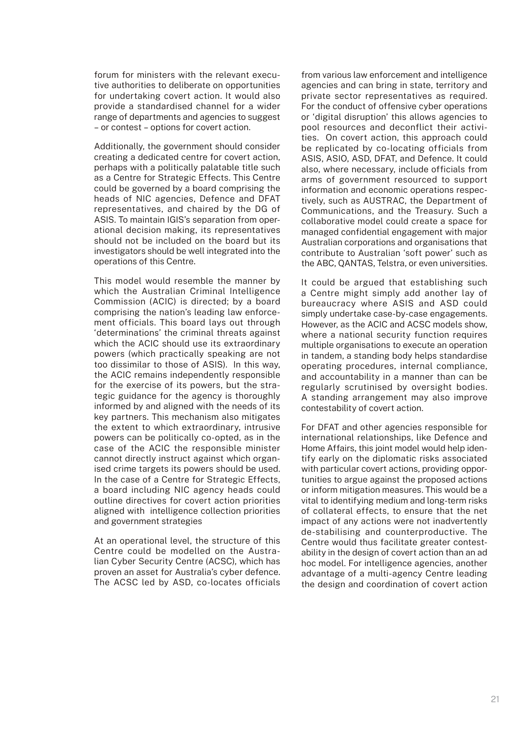forum for ministers with the relevant executive authorities to deliberate on opportunities for undertaking covert action. It would also provide a standardised channel for a wider range of departments and agencies to suggest – or contest – options for covert action.

Additionally, the government should consider creating a dedicated centre for covert action, perhaps with a politically palatable title such as a Centre for Strategic Effects. This Centre could be governed by a board comprising the heads of NIC agencies, Defence and DFAT representatives, and chaired by the DG of ASIS. To maintain IGIS's separation from operational decision making, its representatives should not be included on the board but its investigators should be well integrated into the operations of this Centre.

This model would resemble the manner by which the Australian Criminal Intelligence Commission (ACIC) is directed; by a board comprising the nation's leading law enforcement officials. This board lays out through 'determinations' the criminal threats against which the ACIC should use its extraordinary powers (which practically speaking are not too dissimilar to those of ASIS). In this way, the ACIC remains independently responsible for the exercise of its powers, but the strategic guidance for the agency is thoroughly informed by and aligned with the needs of its key partners. This mechanism also mitigates the extent to which extraordinary, intrusive powers can be politically co-opted, as in the case of the ACIC the responsible minister cannot directly instruct against which organised crime targets its powers should be used. In the case of a Centre for Strategic Effects, a board including NIC agency heads could outline directives for covert action priorities aligned with intelligence collection priorities and government strategies

At an operational level, the structure of this Centre could be modelled on the Australian Cyber Security Centre (ACSC), which has proven an asset for Australia's cyber defence. The ACSC led by ASD, co-locates officials from various law enforcement and intelligence agencies and can bring in state, territory and private sector representatives as required. For the conduct of offensive cyber operations or 'digital disruption' this allows agencies to pool resources and deconflict their activities. On covert action, this approach could be replicated by co-locating officials from ASIS, ASIO, ASD, DFAT, and Defence. It could also, where necessary, include officials from arms of government resourced to support information and economic operations respectively, such as AUSTRAC, the Department of Communications, and the Treasury. Such a collaborative model could create a space for managed confidential engagement with major Australian corporations and organisations that contribute to Australian 'soft power' such as the ABC, QANTAS, Telstra, or even universities.

It could be argued that establishing such a Centre might simply add another lay of bureaucracy where ASIS and ASD could simply undertake case-by-case engagements. However, as the ACIC and ACSC models show, where a national security function requires multiple organisations to execute an operation in tandem, a standing body helps standardise operating procedures, internal compliance, and accountability in a manner than can be regularly scrutinised by oversight bodies. A standing arrangement may also improve contestability of covert action.

For DFAT and other agencies responsible for international relationships, like Defence and Home Affairs, this joint model would help identify early on the diplomatic risks associated with particular covert actions, providing opportunities to argue against the proposed actions or inform mitigation measures. This would be a vital to identifying medium and long-term risks of collateral effects, to ensure that the net impact of any actions were not inadvertently de-stabilising and counterproductive. The Centre would thus facilitate greater contestability in the design of covert action than an ad hoc model. For intelligence agencies, another advantage of a multi-agency Centre leading the design and coordination of covert action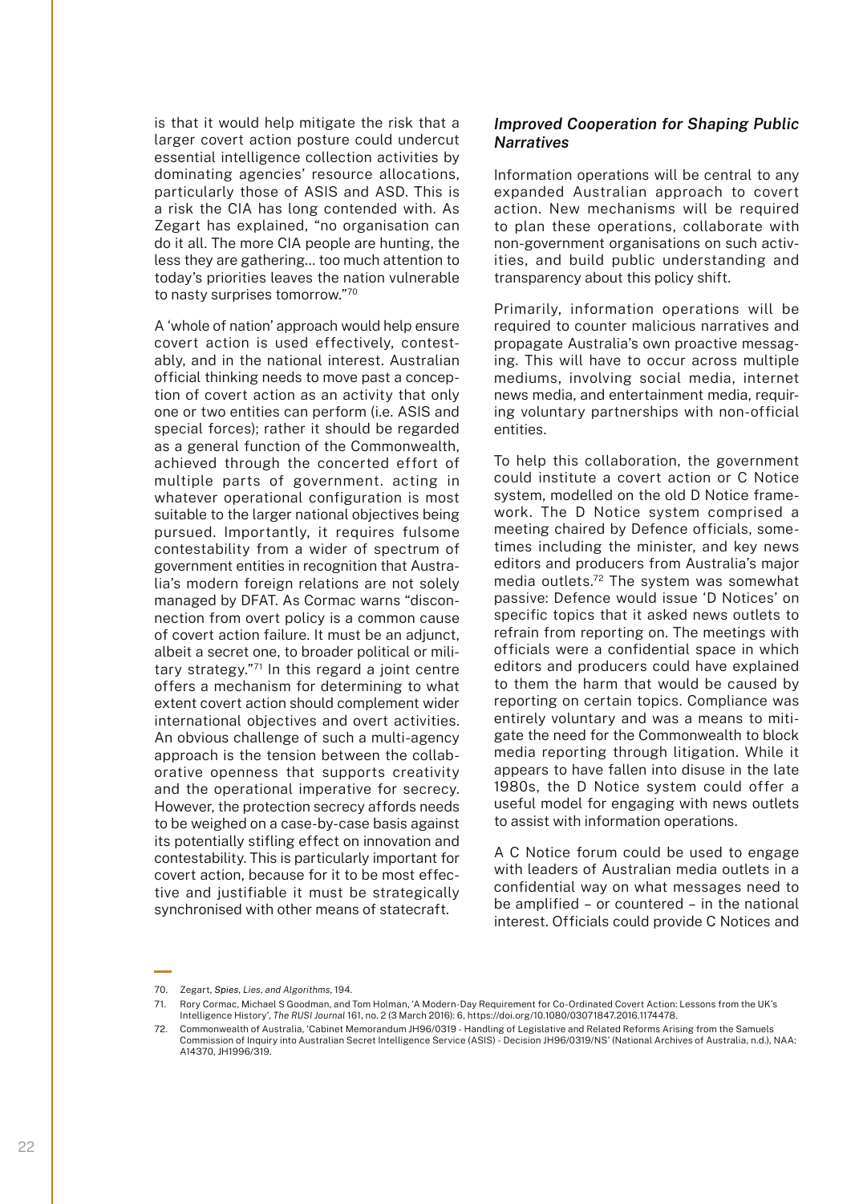is that it would help mitigate the risk that a larger covert action posture could undercut essential intelligence collection activities by dominating agencies' resource allocations, particularly those of ASIS and ASD. This is a risk the CIA has long contended with. As Zegart has explained, "no organisation can do it all. The more CIA people are hunting, the less they are gathering… too much attention to today's priorities leaves the nation vulnerable to nasty surprises tomorrow."[70]

A 'whole of nation' approach would help ensure covert action is used effectively, contestably, and in the national interest. Australian official thinking needs to move past a conception of covert action as an activity that only one or two entities can perform (i.e. ASIS and special forces); rather it should be regarded as a general function of the Commonwealth, achieved through the concerted effort of multiple parts of government. acting in whatever operational configuration is most suitable to the larger national objectives being pursued. Importantly, it requires fulsome contestability from a wider of spectrum of government entities in recognition that Australia's modern foreign relations are not solely managed by DFAT. As Cormac warns "disconnection from overt policy is a common cause of covert action failure. It must be an adjunct, albeit a secret one, to broader political or military strategy."[71] In this regard a joint centre offers a mechanism for determining to what extent covert action should complement wider international objectives and overt activities. An obvious challenge of such a multi-agency approach is the tension between the collaborative openness that supports creativity and the operational imperative for secrecy. However, the protection secrecy affords needs to be weighed on a case-by-case basis against its potentially stifling effect on innovation and contestability. This is particularly important for covert action, because for it to be most effective and justifiable it must be strategically synchronised with other means of statecraft.

### *Improved Cooperation for Shaping Public Narratives*

Information operations will be central to any expanded Australian approach to covert action. New mechanisms will be required to plan these operations, collaborate with non-government organisations on such activities, and build public understanding and transparency about this policy shift.

Primarily, information operations will be required to counter malicious narratives and propagate Australia's own proactive messaging. This will have to occur across multiple mediums, involving social media, internet news media, and entertainment media, requiring voluntary partnerships with non-official entities.

To help this collaboration, the government could institute a covert action or C Notice system, modelled on the old D Notice framework. The D Notice system comprised a meeting chaired by Defence officials, sometimes including the minister, and key news editors and producers from Australia's major media outlets.[72] The system was somewhat passive: Defence would issue 'D Notices' on specific topics that it asked news outlets to refrain from reporting on. The meetings with officials were a confidential space in which editors and producers could have explained to them the harm that would be caused by reporting on certain topics. Compliance was entirely voluntary and was a means to mitigate the need for the Commonwealth to block media reporting through litigation. While it appears to have fallen into disuse in the late 1980s, the D Notice system could offer a useful model for engaging with news outlets to assist with information operations.

A C Notice forum could be used to engage with leaders of Australian media outlets in a confidential way on what messages need to be amplified – or countered – in the national interest. Officials could provide C Notices and

---

70. Zegart, *Spies, Lies, and Algorithms*, 194.
71. Rory Cormac, Michael S Goodman, and Tom Holman, 'A Modern-Day Requirement for Co-Ordinated Covert Action: Lessons from the UK's Intelligence History', *The RUSI Journal* 161, no. 2 (3 March 2016): 6, https://doi.org/10.1080/03071847.2016.1174478.
72. Commonwealth of Australia, 'Cabinet Memorandum JH96/0319 - Handling of Legislative and Related Reforms Arising from the Samuels Commission of Inquiry into Australian Secret Intelligence Service (ASIS) - Decision JH96/0319/NS' (National Archives of Australia, n.d.), NAA: A14370, JH1996/319.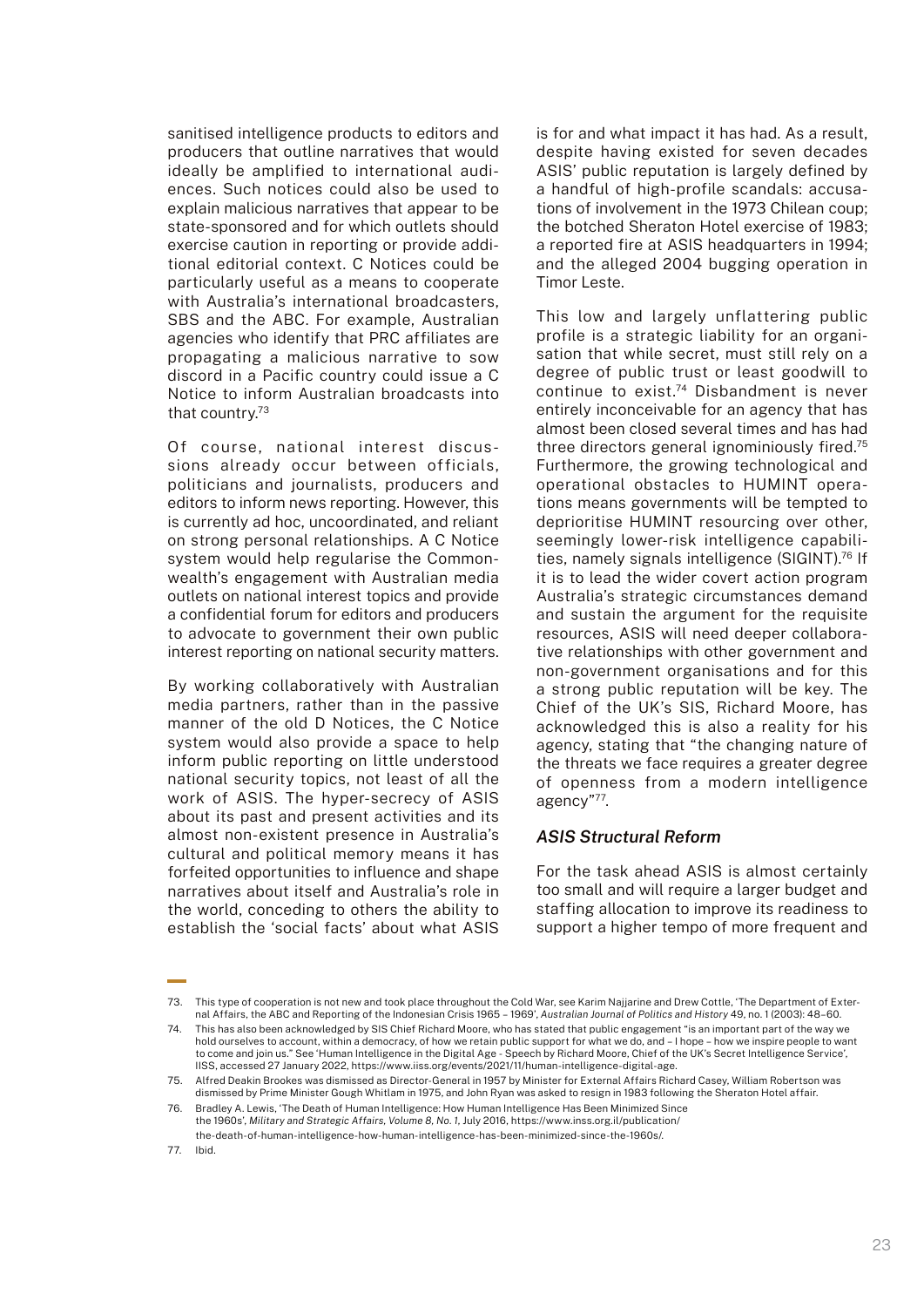sanitised intelligence products to editors and producers that outline narratives that would ideally be amplified to international audiences. Such notices could also be used to explain malicious narratives that appear to be state-sponsored and for which outlets should exercise caution in reporting or provide additional editorial context. C Notices could be particularly useful as a means to cooperate with Australia's international broadcasters, SBS and the ABC. For example, Australian agencies who identify that PRC affiliates are propagating a malicious narrative to sow discord in a Pacific country could issue a C Notice to inform Australian broadcasts into that country.[73]

Of course, national interest discussions already occur between officials, politicians and journalists, producers and editors to inform news reporting. However, this is currently ad hoc, uncoordinated, and reliant on strong personal relationships. A C Notice system would help regularise the Commonwealth's engagement with Australian media outlets on national interest topics and provide a confidential forum for editors and producers to advocate to government their own public interest reporting on national security matters.

By working collaboratively with Australian media partners, rather than in the passive manner of the old D Notices, the C Notice system would also provide a space to help inform public reporting on little understood national security topics, not least of all the work of ASIS. The hyper-secrecy of ASIS about its past and present activities and its almost non-existent presence in Australia's cultural and political memory means it has forfeited opportunities to influence and shape narratives about itself and Australia's role in the world, conceding to others the ability to establish the 'social facts' about what ASIS is for and what impact it has had. As a result, despite having existed for seven decades ASIS' public reputation is largely defined by a handful of high-profile scandals: accusations of involvement in the 1973 Chilean coup; the botched Sheraton Hotel exercise of 1983; a reported fire at ASIS headquarters in 1994; and the alleged 2004 bugging operation in Timor Leste.

This low and largely unflattering public profile is a strategic liability for an organisation that while secret, must still rely on a degree of public trust or least goodwill to continue to exist.[74] Disbandment is never entirely inconceivable for an agency that has almost been closed several times and has had three directors general ignominiously fired.[75] Furthermore, the growing technological and operational obstacles to HUMINT operations means governments will be tempted to deprioritise HUMINT resourcing over other, seemingly lower-risk intelligence capabilities, namely signals intelligence (SIGINT).[76] If it is to lead the wider covert action program Australia's strategic circumstances demand and sustain the argument for the requisite resources, ASIS will need deeper collaborative relationships with other government and non-government organisations and for this a strong public reputation will be key. The Chief of the UK's SIS, Richard Moore, has acknowledged this is also a reality for his agency, stating that "the changing nature of the threats we face requires a greater degree of openness from a modern intelligence agency"[77].

### *ASIS Structural Reform*

For the task ahead ASIS is almost certainly too small and will require a larger budget and staffing allocation to improve its readiness to support a higher tempo of more frequent and

---

73. This type of cooperation is not new and took place throughout the Cold War, see Karim Najjarine and Drew Cottle, 'The Department of External Affairs, the ABC and Reporting of the Indonesian Crisis 1965 – 1969', *Australian Journal of Politics and History* 49, no. 1 (2003): 48–60.

74. This has also been acknowledged by SIS Chief Richard Moore, who has stated that public engagement "is an important part of the way we hold ourselves to account, within a democracy, of how we retain public support for what we do, and – I hope – how we inspire people to want to come and join us." See 'Human Intelligence in the Digital Age - Speech by Richard Moore, Chief of the UK's Secret Intelligence Service', IISS, accessed 27 January 2022, https://www.iiss.org/events/2021/11/human-intelligence-digital-age.

75. Alfred Deakin Brookes was dismissed as Director-General in 1957 by Minister for External Affairs Richard Casey, William Robertson was dismissed by Prime Minister Gough Whitlam in 1975, and John Ryan was asked to resign in 1983 following the Sheraton Hotel affair.

76. Bradley A. Lewis, 'The Death of Human Intelligence: How Human Intelligence Has Been Minimized Since the 1960s', *Military and Strategic Affairs, Volume 8, No. 1*, July 2016, https://www.inss.org.il/publication/the-death-of-human-intelligence-how-human-intelligence-has-been-minimized-since-the-1960s/.

77. Ibid.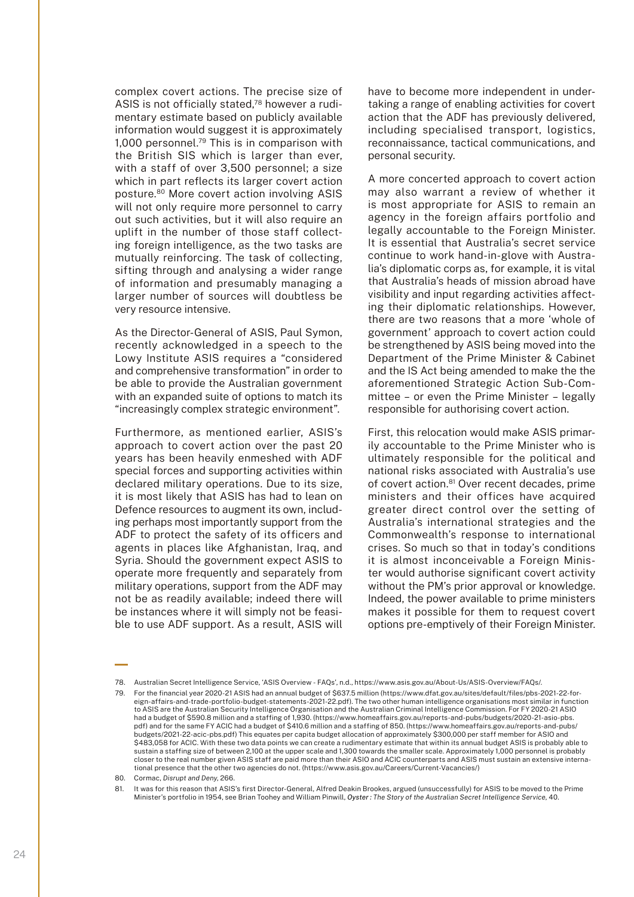complex covert actions. The precise size of ASIS is not officially stated,[78] however a rudimentary estimate based on publicly available information would suggest it is approximately 1,000 personnel.[79] This is in comparison with the British SIS which is larger than ever, with a staff of over 3,500 personnel; a size which in part reflects its larger covert action posture.[80] More covert action involving ASIS will not only require more personnel to carry out such activities, but it will also require an uplift in the number of those staff collecting foreign intelligence, as the two tasks are mutually reinforcing. The task of collecting, sifting through and analysing a wider range of information and presumably managing a larger number of sources will doubtless be very resource intensive.

As the Director-General of ASIS, Paul Symon, recently acknowledged in a speech to the Lowy Institute ASIS requires a "considered and comprehensive transformation" in order to be able to provide the Australian government with an expanded suite of options to match its "increasingly complex strategic environment".

Furthermore, as mentioned earlier, ASIS's approach to covert action over the past 20 years has been heavily enmeshed with ADF special forces and supporting activities within declared military operations. Due to its size, it is most likely that ASIS has had to lean on Defence resources to augment its own, including perhaps most importantly support from the ADF to protect the safety of its officers and agents in places like Afghanistan, Iraq, and Syria. Should the government expect ASIS to operate more frequently and separately from military operations, support from the ADF may not be as readily available; indeed there will be instances where it will simply not be feasible to use ADF support. As a result, ASIS will have to become more independent in undertaking a range of enabling activities for covert action that the ADF has previously delivered, including specialised transport, logistics, reconnaissance, tactical communications, and personal security.

A more concerted approach to covert action may also warrant a review of whether it is most appropriate for ASIS to remain an agency in the foreign affairs portfolio and legally accountable to the Foreign Minister. It is essential that Australia's secret service continue to work hand-in-glove with Australia's diplomatic corps as, for example, it is vital that Australia's heads of mission abroad have visibility and input regarding activities affecting their diplomatic relationships. However, there are two reasons that a more 'whole of government' approach to covert action could be strengthened by ASIS being moved into the Department of the Prime Minister & Cabinet and the IS Act being amended to make the the aforementioned Strategic Action Sub-Committee – or even the Prime Minister – legally responsible for authorising covert action.

First, this relocation would make ASIS primarily accountable to the Prime Minister who is ultimately responsible for the political and national risks associated with Australia's use of covert action.[81] Over recent decades, prime ministers and their offices have acquired greater direct control over the setting of Australia's international strategies and the Commonwealth's response to international crises. So much so that in today's conditions it is almost inconceivable a Foreign Minister would authorise significant covert activity without the PM's prior approval or knowledge. Indeed, the power available to prime ministers makes it possible for them to request covert options pre-emptively of their Foreign Minister.

---

78. Australian Secret Intelligence Service, 'ASIS Overview - FAQs', n.d., https://www.asis.gov.au/About-Us/ASIS-Overview/FAQs/.

79. For the financial year 2020-21 ASIS had an annual budget of $637.5 million (https://www.dfat.gov.au/sites/default/files/pbs-2021-22-foreign-affairs-and-trade-portfolio-budget-statements-2021-22.pdf). The two other human intelligence organisations most similar in function to ASIS are the Australian Security Intelligence Organisation and the Australian Criminal Intelligence Commission. For FY 2020-21 ASIO had a budget of $590.8 million and a staffing of 1,930. (https://www.homeaffairs.gov.au/reports-and-pubs/budgets/2020-21-asio-pbs.pdf) and for the same FY ACIC had a budget of $410.6 million and a staffing of 850. (https://www.homeaffairs.gov.au/reports-and-pubs/budgets/2021-22-acic-pbs.pdf) This equates per capita budget allocation of approximately $300,000 per staff member for ASIO and $483,058 for ACIC. With these two data points we can create a rudimentary estimate that within its annual budget ASIS is probably able to sustain a staffing size of between 2,100 at the upper scale and 1,300 towards the smaller scale. Approximately 1,000 personnel is probably closer to the real number given ASIS staff are paid more than their ASIO and ACIC counterparts and ASIS must sustain an extensive international presence that the other two agencies do not. (https://www.asis.gov.au/Careers/Current-Vacancies/)

80. Cormac, *Disrupt and Deny*, 266.

81. It was for this reason that ASIS's first Director-General, Alfred Deakin Brookes, argued (unsuccessfully) for ASIS to be moved to the Prime Minister's portfolio in 1954, see Brian Toohey and William Pinwill, ***Oyster : The Story of the Australian Secret Intelligence Service***, 40.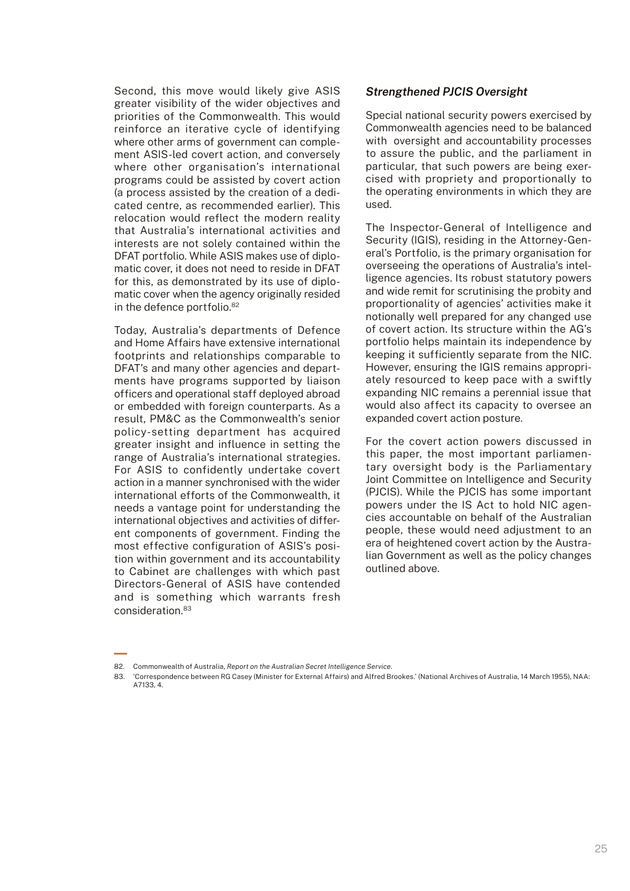Second, this move would likely give ASIS greater visibility of the wider objectives and priorities of the Commonwealth. This would reinforce an iterative cycle of identifying where other arms of government can complement ASIS-led covert action, and conversely where other organisation's international programs could be assisted by covert action (a process assisted by the creation of a dedicated centre, as recommended earlier). This relocation would reflect the modern reality that Australia's international activities and interests are not solely contained within the DFAT portfolio. While ASIS makes use of diplomatic cover, it does not need to reside in DFAT for this, as demonstrated by its use of diplomatic cover when the agency originally resided in the defence portfolio.[82]

Today, Australia's departments of Defence and Home Affairs have extensive international footprints and relationships comparable to DFAT's and many other agencies and departments have programs supported by liaison officers and operational staff deployed abroad or embedded with foreign counterparts. As a result, PM&C as the Commonwealth's senior policy-setting department has acquired greater insight and influence in setting the range of Australia's international strategies. For ASIS to confidently undertake covert action in a manner synchronised with the wider international efforts of the Commonwealth, it needs a vantage point for understanding the international objectives and activities of different components of government. Finding the most effective configuration of ASIS's position within government and its accountability to Cabinet are challenges with which past Directors-General of ASIS have contended and is something which warrants fresh consideration.[83]

### *Strengthened PJCIS Oversight*

Special national security powers exercised by Commonwealth agencies need to be balanced with oversight and accountability processes to assure the public, and the parliament in particular, that such powers are being exercised with propriety and proportionally to the operating environments in which they are used.

The Inspector-General of Intelligence and Security (IGIS), residing in the Attorney-General's Portfolio, is the primary organisation for overseeing the operations of Australia's intelligence agencies. Its robust statutory powers and wide remit for scrutinising the probity and proportionality of agencies' activities make it notionally well prepared for any changed use of covert action. Its structure within the AG's portfolio helps maintain its independence by keeping it sufficiently separate from the NIC. However, ensuring the IGIS remains appropriately resourced to keep pace with a swiftly expanding NIC remains a perennial issue that would also affect its capacity to oversee an expanded covert action posture.

For the covert action powers discussed in this paper, the most important parliamentary oversight body is the Parliamentary Joint Committee on Intelligence and Security (PJCIS). While the PJCIS has some important powers under the IS Act to hold NIC agencies accountable on behalf of the Australian people, these would need adjustment to an era of heightened covert action by the Australian Government as well as the policy changes outlined above.

---

82. Commonwealth of Australia, *Report on the Australian Secret Intelligence Service*.
83. 'Correspondence between RG Casey (Minister for External Affairs) and Alfred Brookes.' (National Archives of Australia, 14 March 1955), NAA: A7133, 4.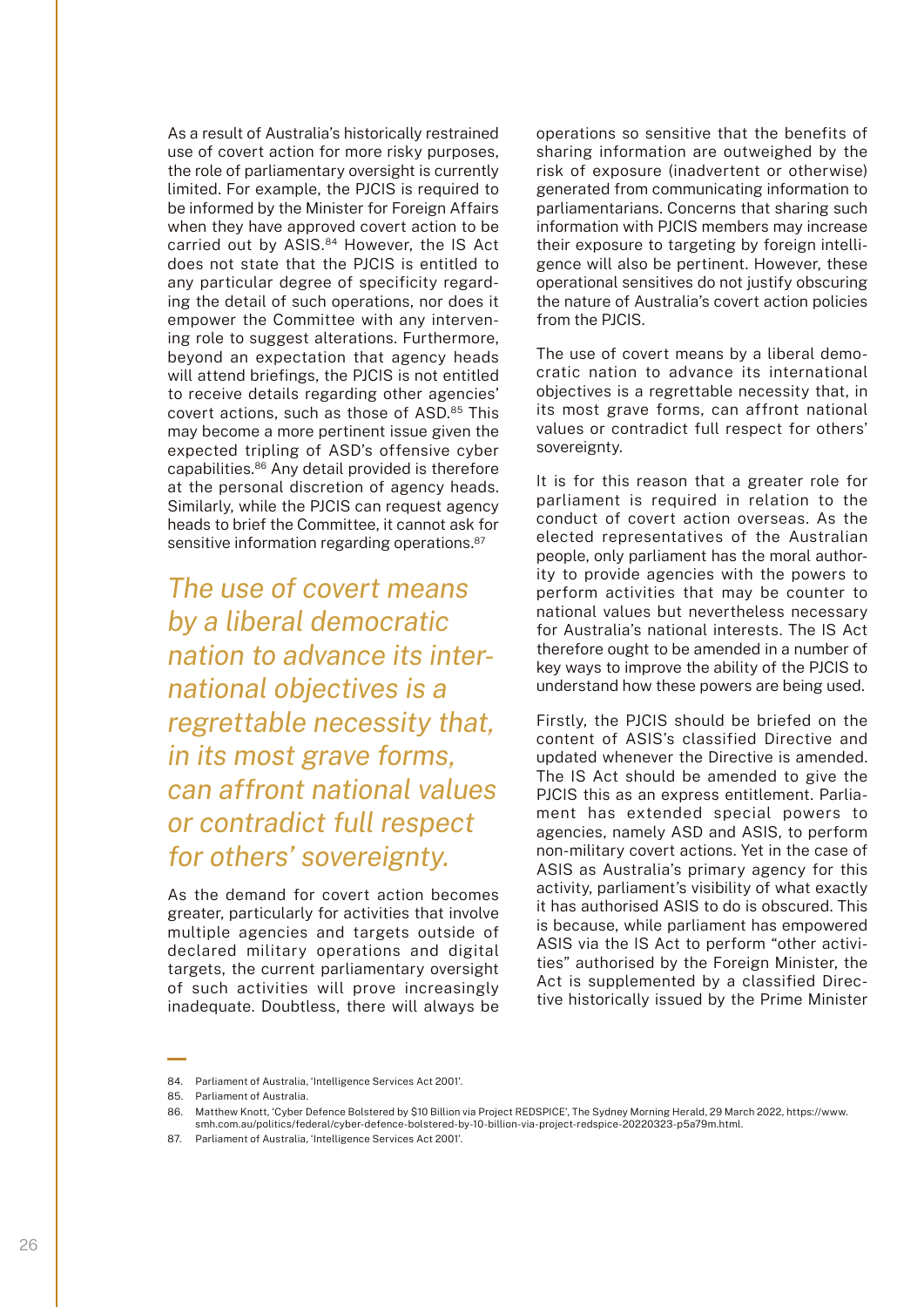As a result of Australia's historically restrained use of covert action for more risky purposes, the role of parliamentary oversight is currently limited. For example, the PJCIS is required to be informed by the Minister for Foreign Affairs when they have approved covert action to be carried out by ASIS.[84] However, the IS Act does not state that the PJCIS is entitled to any particular degree of specificity regarding the detail of such operations, nor does it empower the Committee with any intervening role to suggest alterations. Furthermore, beyond an expectation that agency heads will attend briefings, the PJCIS is not entitled to receive details regarding other agencies' covert actions, such as those of ASD.[85] This may become a more pertinent issue given the expected tripling of ASD's offensive cyber capabilities.[86] Any detail provided is therefore at the personal discretion of agency heads. Similarly, while the PJCIS can request agency heads to brief the Committee, it cannot ask for sensitive information regarding operations.[87]

*The use of covert means by a liberal democratic nation to advance its international objectives is a regrettable necessity that, in its most grave forms, can affront national values or contradict full respect for others' sovereignty.*

As the demand for covert action becomes greater, particularly for activities that involve multiple agencies and targets outside of declared military operations and digital targets, the current parliamentary oversight of such activities will prove increasingly inadequate. Doubtless, there will always be operations so sensitive that the benefits of sharing information are outweighed by the risk of exposure (inadvertent or otherwise) generated from communicating information to parliamentarians. Concerns that sharing such information with PJCIS members may increase their exposure to targeting by foreign intelligence will also be pertinent. However, these operational sensitives do not justify obscuring the nature of Australia's covert action policies from the PJCIS.

The use of covert means by a liberal democratic nation to advance its international objectives is a regrettable necessity that, in its most grave forms, can affront national values or contradict full respect for others' sovereignty.

It is for this reason that a greater role for parliament is required in relation to the conduct of covert action overseas. As the elected representatives of the Australian people, only parliament has the moral authority to provide agencies with the powers to perform activities that may be counter to national values but nevertheless necessary for Australia's national interests. The IS Act therefore ought to be amended in a number of key ways to improve the ability of the PJCIS to understand how these powers are being used.

Firstly, the PJCIS should be briefed on the content of ASIS's classified Directive and updated whenever the Directive is amended. The IS Act should be amended to give the PJCIS this as an express entitlement. Parliament has extended special powers to agencies, namely ASD and ASIS, to perform non-military covert actions. Yet in the case of ASIS as Australia's primary agency for this activity, parliament's visibility of what exactly it has authorised ASIS to do is obscured. This is because, while parliament has empowered ASIS via the IS Act to perform "other activities" authorised by the Foreign Minister, the Act is supplemented by a classified Directive historically issued by the Prime Minister

---

84. Parliament of Australia, 'Intelligence Services Act 2001'.
85. Parliament of Australia.
86. Matthew Knott, 'Cyber Defence Bolstered by $10 Billion via Project REDSPICE', The Sydney Morning Herald, 29 March 2022, https://www.smh.com.au/politics/federal/cyber-defence-bolstered-by-10-billion-via-project-redspice-20220323-p5a79m.html.
87. Parliament of Australia, 'Intelligence Services Act 2001'.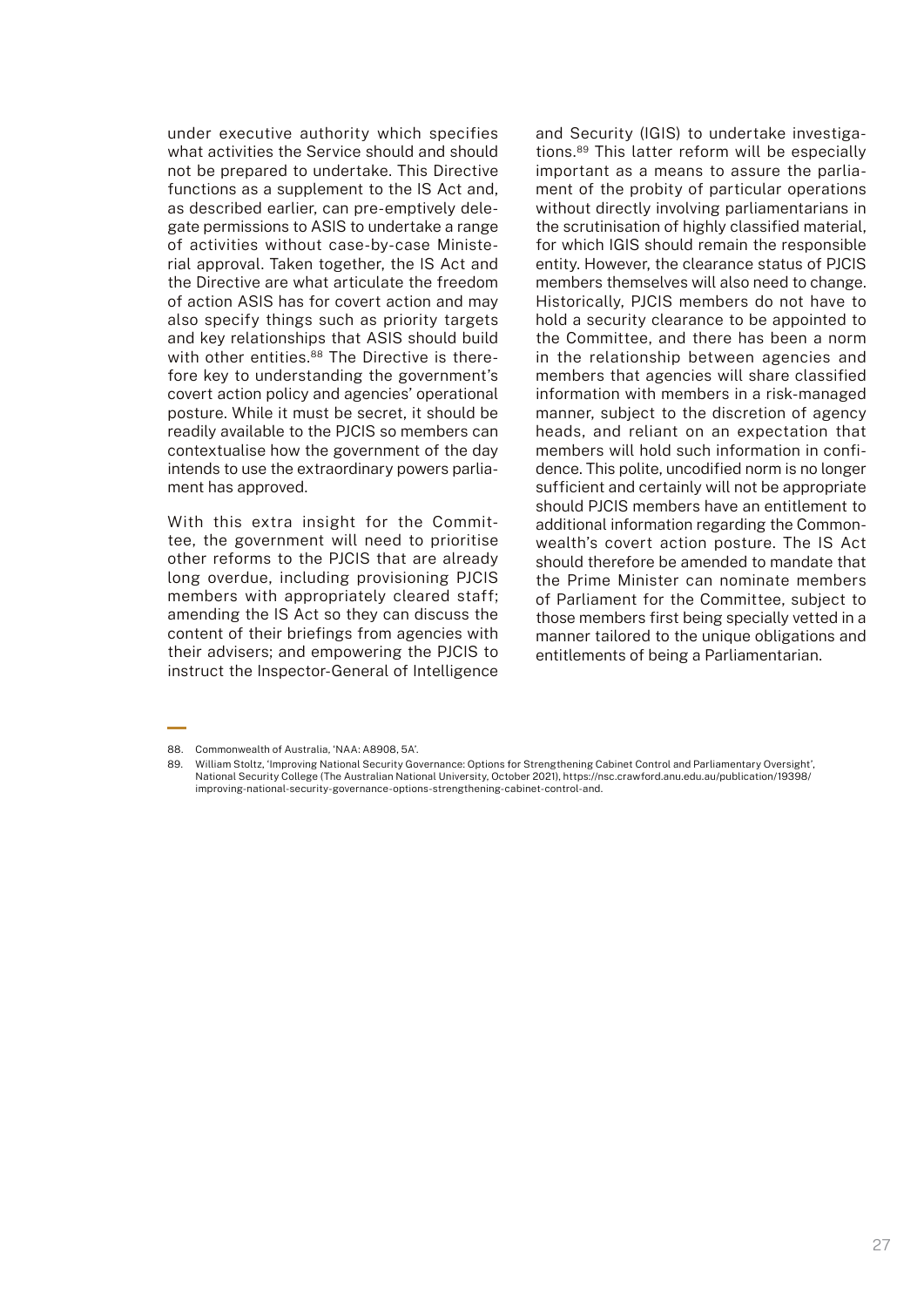under executive authority which specifies what activities the Service should and should not be prepared to undertake. This Directive functions as a supplement to the IS Act and, as described earlier, can pre-emptively delegate permissions to ASIS to undertake a range of activities without case-by-case Ministerial approval. Taken together, the IS Act and the Directive are what articulate the freedom of action ASIS has for covert action and may also specify things such as priority targets and key relationships that ASIS should build with other entities.[88] The Directive is therefore key to understanding the government's covert action policy and agencies' operational posture. While it must be secret, it should be readily available to the PJCIS so members can contextualise how the government of the day intends to use the extraordinary powers parliament has approved.

With this extra insight for the Committee, the government will need to prioritise other reforms to the PJCIS that are already long overdue, including provisioning PJCIS members with appropriately cleared staff; amending the IS Act so they can discuss the content of their briefings from agencies with their advisers; and empowering the PJCIS to instruct the Inspector-General of Intelligence and Security (IGIS) to undertake investigations.[89] This latter reform will be especially important as a means to assure the parliament of the probity of particular operations without directly involving parliamentarians in the scrutinisation of highly classified material, for which IGIS should remain the responsible entity. However, the clearance status of PJCIS members themselves will also need to change. Historically, PJCIS members do not have to hold a security clearance to be appointed to the Committee, and there has been a norm in the relationship between agencies and members that agencies will share classified information with members in a risk-managed manner, subject to the discretion of agency heads, and reliant on an expectation that members will hold such information in confidence. This polite, uncodified norm is no longer sufficient and certainly will not be appropriate should PJCIS members have an entitlement to additional information regarding the Commonwealth's covert action posture. The IS Act should therefore be amended to mandate that the Prime Minister can nominate members of Parliament for the Committee, subject to those members first being specially vetted in a manner tailored to the unique obligations and entitlements of being a Parliamentarian.

---

88. Commonwealth of Australia, 'NAA: A8908, 5A'.
89. William Stoltz, 'Improving National Security Governance: Options for Strengthening Cabinet Control and Parliamentary Oversight', National Security College (The Australian National University, October 2021), https://nsc.crawford.anu.edu.au/publication/19398/improving-national-security-governance-options-strengthening-cabinet-control-and.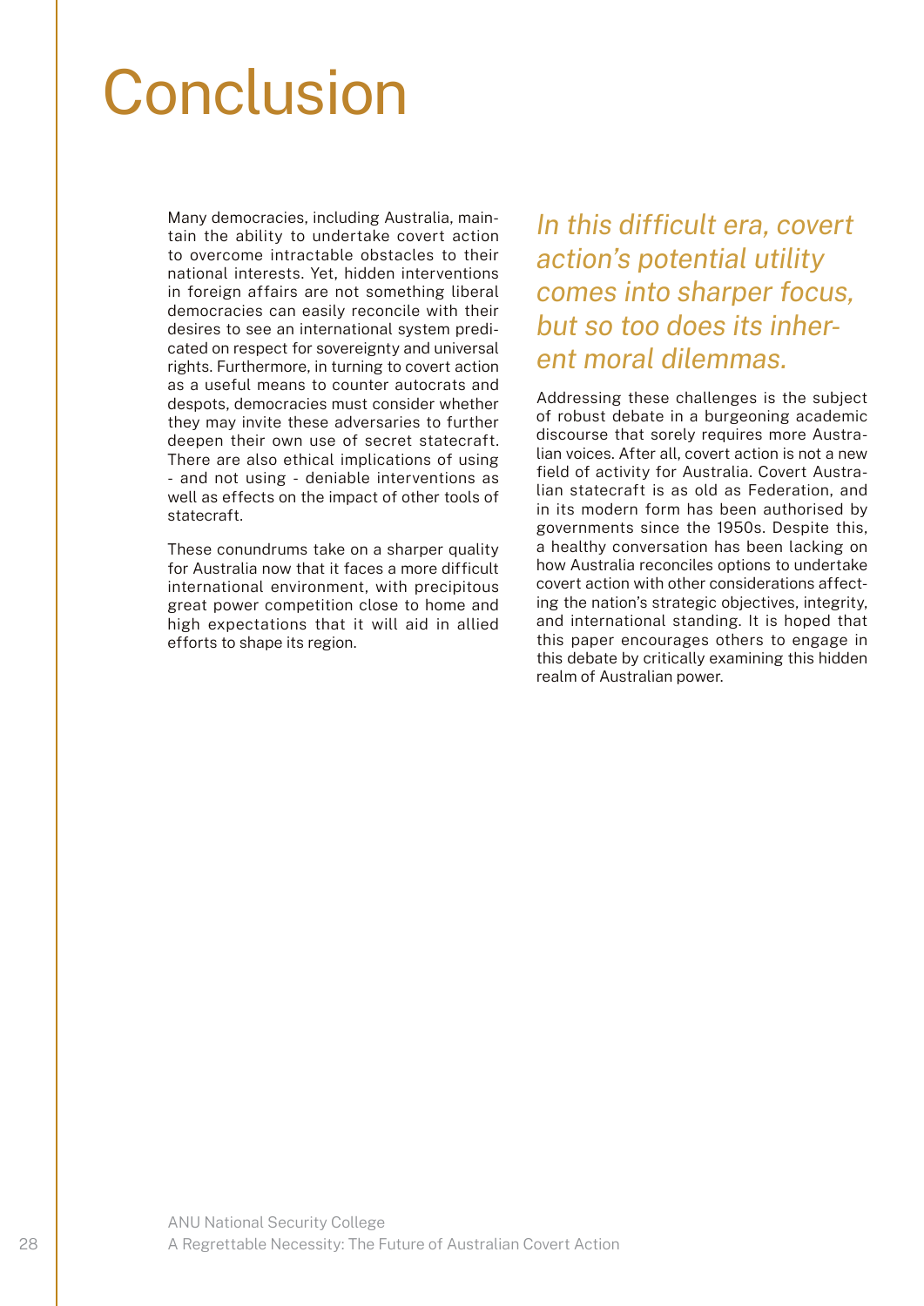# Conclusion

Many democracies, including Australia, maintain the ability to undertake covert action to overcome intractable obstacles to their national interests. Yet, hidden interventions in foreign affairs are not something liberal democracies can easily reconcile with their desires to see an international system predicated on respect for sovereignty and universal rights. Furthermore, in turning to covert action as a useful means to counter autocrats and despots, democracies must consider whether they may invite these adversaries to further deepen their own use of secret statecraft. There are also ethical implications of using - and not using - deniable interventions as well as effects on the impact of other tools of statecraft.

These conundrums take on a sharper quality for Australia now that it faces a more difficult international environment, with precipitous great power competition close to home and high expectations that it will aid in allied efforts to shape its region.

*In this difficult era, covert action's potential utility comes into sharper focus, but so too does its inherent moral dilemmas.*

Addressing these challenges is the subject of robust debate in a burgeoning academic discourse that sorely requires more Australian voices. After all, covert action is not a new field of activity for Australia. Covert Australian statecraft is as old as Federation, and in its modern form has been authorised by governments since the 1950s. Despite this, a healthy conversation has been lacking on how Australia reconciles options to undertake covert action with other considerations affecting the nation's strategic objectives, integrity, and international standing. It is hoped that this paper encourages others to engage in this debate by critically examining this hidden realm of Australian power.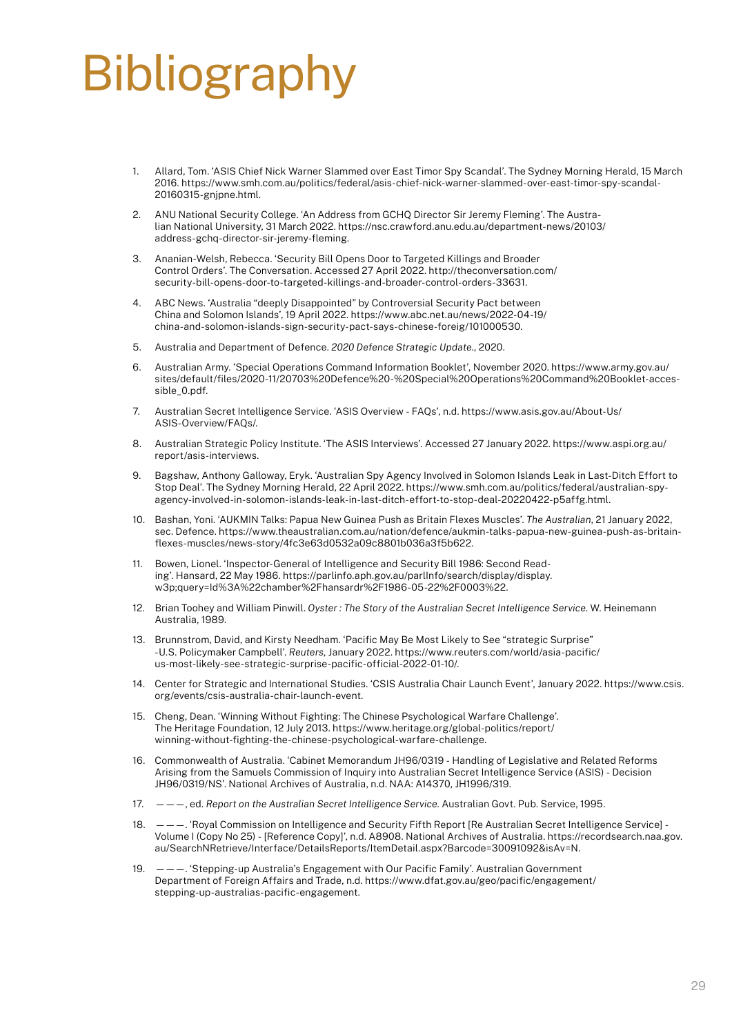# Bibliography

1. Allard, Tom. 'ASIS Chief Nick Warner Slammed over East Timor Spy Scandal'. The Sydney Morning Herald, 15 March 2016. https://www.smh.com.au/politics/federal/asis-chief-nick-warner-slammed-over-east-timor-spy-scandal-20160315-gnjpne.html.

2. ANU National Security College. 'An Address from GCHQ Director Sir Jeremy Fleming'. The Australian National University, 31 March 2022. https://nsc.crawford.anu.edu.au/department-news/20103/address-gchq-director-sir-jeremy-fleming.

3. Ananian-Welsh, Rebecca. 'Security Bill Opens Door to Targeted Killings and Broader Control Orders'. The Conversation. Accessed 27 April 2022. http://theconversation.com/security-bill-opens-door-to-targeted-killings-and-broader-control-orders-33631.

4. ABC News. 'Australia "deeply Disappointed" by Controversial Security Pact between China and Solomon Islands', 19 April 2022. https://www.abc.net.au/news/2022-04-19/china-and-solomon-islands-sign-security-pact-says-chinese-foreig/101000530.

5. Australia and Department of Defence. *2020 Defence Strategic Update.*, 2020.

6. Australian Army. 'Special Operations Command Information Booklet', November 2020. https://www.army.gov.au/sites/default/files/2020-11/20703%20Defence%20-%20Special%20Operations%20Command%20Booklet-accessible_0.pdf.

7. Australian Secret Intelligence Service. 'ASIS Overview - FAQs', n.d. https://www.asis.gov.au/About-Us/ASIS-Overview/FAQs/.

8. Australian Strategic Policy Institute. 'The ASIS Interviews'. Accessed 27 January 2022. https://www.aspi.org.au/report/asis-interviews.

9. Bagshaw, Anthony Galloway, Eryk. 'Australian Spy Agency Involved in Solomon Islands Leak in Last-Ditch Effort to Stop Deal'. The Sydney Morning Herald, 22 April 2022. https://www.smh.com.au/politics/federal/australian-spy-agency-involved-in-solomon-islands-leak-in-last-ditch-effort-to-stop-deal-20220422-p5affg.html.

10. Bashan, Yoni. 'AUKMIN Talks: Papua New Guinea Push as Britain Flexes Muscles'. *The Australian*, 21 January 2022, sec. Defence. https://www.theaustralian.com.au/nation/defence/aukmin-talks-papua-new-guinea-push-as-britain-flexes-muscles/news-story/4fc3e63d0532a09c8801b036a3f5b622.

11. Bowen, Lionel. 'Inspector-General of Intelligence and Security Bill 1986: Second Reading'. Hansard, 22 May 1986. https://parlinfo.aph.gov.au/parlInfo/search/display/display.w3p;query=Id%3A%22chamber%2Fhansardr%2F1986-05-22%2F0003%22.

12. Brian Toohey and William Pinwill. *Oyster : The Story of the Australian Secret Intelligence Service*. W. Heinemann Australia, 1989.

13. Brunnstrom, David, and Kirsty Needham. 'Pacific May Be Most Likely to See "strategic Surprise" -U.S. Policymaker Campbell'. *Reuters*, January 2022. https://www.reuters.com/world/asia-pacific/us-most-likely-see-strategic-surprise-pacific-official-2022-01-10/.

14. Center for Strategic and International Studies. 'CSIS Australia Chair Launch Event', January 2022. https://www.csis.org/events/csis-australia-chair-launch-event.

15. Cheng, Dean. 'Winning Without Fighting: The Chinese Psychological Warfare Challenge'. The Heritage Foundation, 12 July 2013. https://www.heritage.org/global-politics/report/winning-without-fighting-the-chinese-psychological-warfare-challenge.

16. Commonwealth of Australia. 'Cabinet Memorandum JH96/0319 - Handling of Legislative and Related Reforms Arising from the Samuels Commission of Inquiry into Australian Secret Intelligence Service (ASIS) - Decision JH96/0319/NS'. National Archives of Australia, n.d. NAA: A14370, JH1996/319.

17. ———, ed. *Report on the Australian Secret Intelligence Service.* Australian Govt. Pub. Service, 1995.

18. ———. 'Royal Commission on Intelligence and Security Fifth Report [Re Australian Secret Intelligence Service] - Volume I (Copy No 25) - [Reference Copy]', n.d. A8908. National Archives of Australia. https://recordsearch.naa.gov.au/SearchNRetrieve/Interface/DetailsReports/ItemDetail.aspx?Barcode=30091092&isAv=N.

19. ———. 'Stepping-up Australia's Engagement with Our Pacific Family'. Australian Government Department of Foreign Affairs and Trade, n.d. https://www.dfat.gov.au/geo/pacific/engagement/stepping-up-australias-pacific-engagement.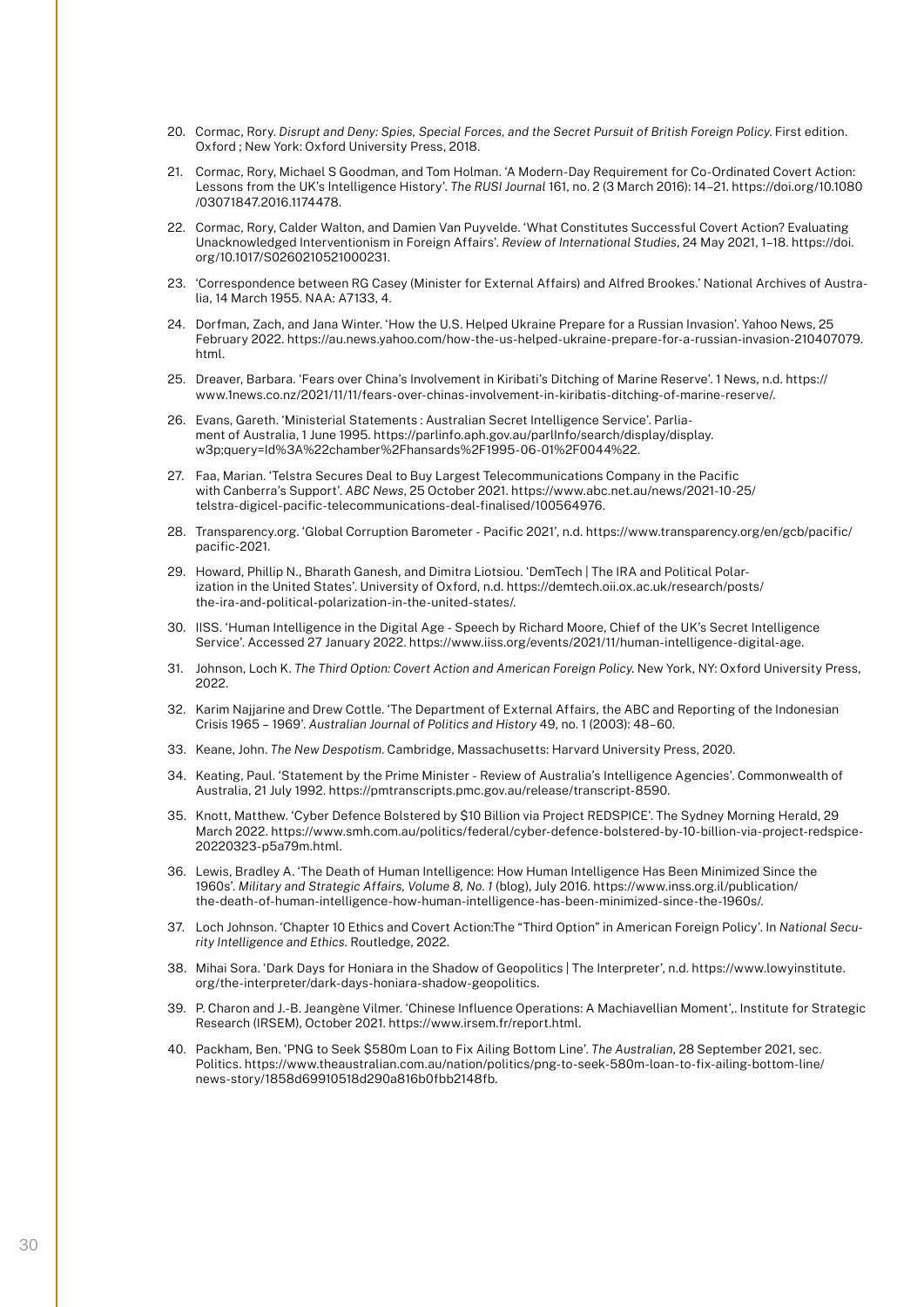20. Cormac, Rory. *Disrupt and Deny: Spies, Special Forces, and the Secret Pursuit of British Foreign Policy*. First edition. Oxford ; New York: Oxford University Press, 2018.

21. Cormac, Rory, Michael S Goodman, and Tom Holman. 'A Modern-Day Requirement for Co-Ordinated Covert Action: Lessons from the UK's Intelligence History'. *The RUSI Journal* 161, no. 2 (3 March 2016): 14–21. https://doi.org/10.1080/03071847.2016.1174478.

22. Cormac, Rory, Calder Walton, and Damien Van Puyvelde. 'What Constitutes Successful Covert Action? Evaluating Unacknowledged Interventionism in Foreign Affairs'. *Review of International Studies*, 24 May 2021, 1–18. https://doi.org/10.1017/S0260210521000231.

23. 'Correspondence between RG Casey (Minister for External Affairs) and Alfred Brookes.' National Archives of Australia, 14 March 1955. NAA: A7133, 4.

24. Dorfman, Zach, and Jana Winter. 'How the U.S. Helped Ukraine Prepare for a Russian Invasion'. Yahoo News, 25 February 2022. https://au.news.yahoo.com/how-the-us-helped-ukraine-prepare-for-a-russian-invasion-210407079.html.

25. Dreaver, Barbara. 'Fears over China's Involvement in Kiribati's Ditching of Marine Reserve'. 1 News, n.d. https://www.1news.co.nz/2021/11/11/fears-over-chinas-involvement-in-kiribatis-ditching-of-marine-reserve/.

26. Evans, Gareth. 'Ministerial Statements : Australian Secret Intelligence Service'. Parliament of Australia, 1 June 1995. https://parlinfo.aph.gov.au/parlInfo/search/display/display.w3p;query=Id%3A%22chamber%2Fhansards%2F1995-06-01%2F0044%22.

27. Faa, Marian. 'Telstra Secures Deal to Buy Largest Telecommunications Company in the Pacific with Canberra's Support'. *ABC News*, 25 October 2021. https://www.abc.net.au/news/2021-10-25/telstra-digicel-pacific-telecommunications-deal-finalised/100564976.

28. Transparency.org. 'Global Corruption Barometer - Pacific 2021', n.d. https://www.transparency.org/en/gcb/pacific/pacific-2021.

29. Howard, Phillip N., Bharath Ganesh, and Dimitra Liotsiou. 'DemTech | The IRA and Political Polarization in the United States'. University of Oxford, n.d. https://demtech.oii.ox.ac.uk/research/posts/the-ira-and-political-polarization-in-the-united-states/.

30. IISS. 'Human Intelligence in the Digital Age - Speech by Richard Moore, Chief of the UK's Secret Intelligence Service'. Accessed 27 January 2022. https://www.iiss.org/events/2021/11/human-intelligence-digital-age.

31. Johnson, Loch K. *The Third Option: Covert Action and American Foreign Policy*. New York, NY: Oxford University Press, 2022.

32. Karim Najjarine and Drew Cottle. 'The Department of External Affairs, the ABC and Reporting of the Indonesian Crisis 1965 – 1969'. *Australian Journal of Politics and History* 49, no. 1 (2003): 48–60.

33. Keane, John. *The New Despotism*. Cambridge, Massachusetts: Harvard University Press, 2020.

34. Keating, Paul. 'Statement by the Prime Minister - Review of Australia's Intelligence Agencies'. Commonwealth of Australia, 21 July 1992. https://pmtranscripts.pmc.gov.au/release/transcript-8590.

35. Knott, Matthew. 'Cyber Defence Bolstered by $10 Billion via Project REDSPICE'. The Sydney Morning Herald, 29 March 2022. https://www.smh.com.au/politics/federal/cyber-defence-bolstered-by-10-billion-via-project-redspice-20220323-p5a79m.html.

36. Lewis, Bradley A. 'The Death of Human Intelligence: How Human Intelligence Has Been Minimized Since the 1960s'. *Military and Strategic Affairs, Volume 8, No. 1* (blog), July 2016. https://www.inss.org.il/publication/the-death-of-human-intelligence-how-human-intelligence-has-been-minimized-since-the-1960s/.

37. Loch Johnson. 'Chapter 10 Ethics and Covert Action:The "Third Option" in American Foreign Policy'. In *National Security Intelligence and Ethics*. Routledge, 2022.

38. Mihai Sora. 'Dark Days for Honiara in the Shadow of Geopolitics | The Interpreter', n.d. https://www.lowyinstitute.org/the-interpreter/dark-days-honiara-shadow-geopolitics.

39. P. Charon and J.-B. Jeangène Vilmer. 'Chinese Influence Operations: A Machiavellian Moment',. Institute for Strategic Research (IRSEM), October 2021. https://www.irsem.fr/report.html.

40. Packham, Ben. 'PNG to Seek $580m Loan to Fix Ailing Bottom Line'. *The Australian*, 28 September 2021, sec. Politics. https://www.theaustralian.com.au/nation/politics/png-to-seek-580m-loan-to-fix-ailing-bottom-line/news-story/1858d69910518d290a816b0fbb2148fb.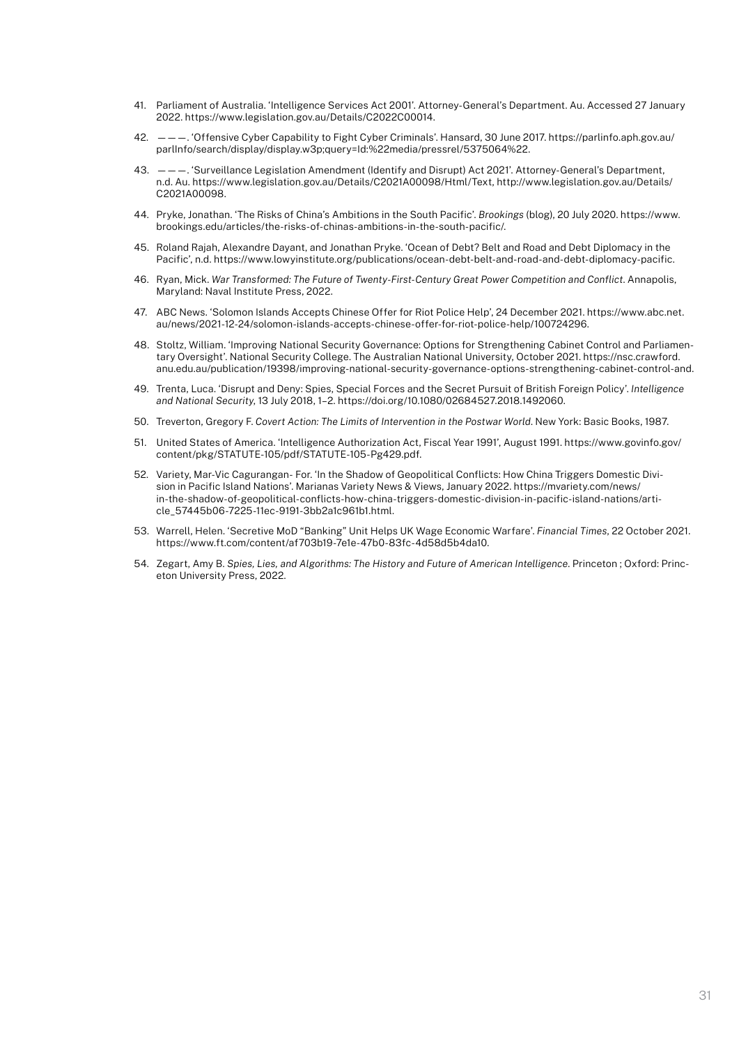41. Parliament of Australia. 'Intelligence Services Act 2001'. Attorney-General's Department. Au. Accessed 27 January 2022. https://www.legislation.gov.au/Details/C2022C00014.
42. ———. 'Offensive Cyber Capability to Fight Cyber Criminals'. Hansard, 30 June 2017. https://parlinfo.aph.gov.au/parlInfo/search/display/display.w3p;query=Id:%22media/pressrel/5375064%22.
43. ———. 'Surveillance Legislation Amendment (Identify and Disrupt) Act 2021'. Attorney-General's Department, n.d. Au. https://www.legislation.gov.au/Details/C2021A00098/Html/Text, http://www.legislation.gov.au/Details/C2021A00098.
44. Pryke, Jonathan. 'The Risks of China's Ambitions in the South Pacific'. *Brookings* (blog), 20 July 2020. https://www.brookings.edu/articles/the-risks-of-chinas-ambitions-in-the-south-pacific/.
45. Roland Rajah, Alexandre Dayant, and Jonathan Pryke. 'Ocean of Debt? Belt and Road and Debt Diplomacy in the Pacific', n.d. https://www.lowyinstitute.org/publications/ocean-debt-belt-and-road-and-debt-diplomacy-pacific.
46. Ryan, Mick. *War Transformed: The Future of Twenty-First-Century Great Power Competition and Conflict*. Annapolis, Maryland: Naval Institute Press, 2022.
47. ABC News. 'Solomon Islands Accepts Chinese Offer for Riot Police Help', 24 December 2021. https://www.abc.net.au/news/2021-12-24/solomon-islands-accepts-chinese-offer-for-riot-police-help/100724296.
48. Stoltz, William. 'Improving National Security Governance: Options for Strengthening Cabinet Control and Parliamentary Oversight'. National Security College. The Australian National University, October 2021. https://nsc.crawford.anu.edu.au/publication/19398/improving-national-security-governance-options-strengthening-cabinet-control-and.
49. Trenta, Luca. 'Disrupt and Deny: Spies, Special Forces and the Secret Pursuit of British Foreign Policy'. *Intelligence and National Security*, 13 July 2018, 1–2. https://doi.org/10.1080/02684527.2018.1492060.
50. Treverton, Gregory F. *Covert Action: The Limits of Intervention in the Postwar World*. New York: Basic Books, 1987.
51. United States of America. 'Intelligence Authorization Act, Fiscal Year 1991', August 1991. https://www.govinfo.gov/content/pkg/STATUTE-105/pdf/STATUTE-105-Pg429.pdf.
52. Variety, Mar-Vic Cagurangan- For. 'In the Shadow of Geopolitical Conflicts: How China Triggers Domestic Division in Pacific Island Nations'. Marianas Variety News & Views, January 2022. https://mvariety.com/news/in-the-shadow-of-geopolitical-conflicts-how-china-triggers-domestic-division-in-pacific-island-nations/article_57445b06-7225-11ec-9191-3bb2a1c961b1.html.
53. Warrell, Helen. 'Secretive MoD "Banking" Unit Helps UK Wage Economic Warfare'. *Financial Times*, 22 October 2021. https://www.ft.com/content/af703b19-7e1e-47b0-83fc-4d58d5b4da10.
54. Zegart, Amy B. *Spies, Lies, and Algorithms: The History and Future of American Intelligence*. Princeton ; Oxford: Princeton University Press, 2022.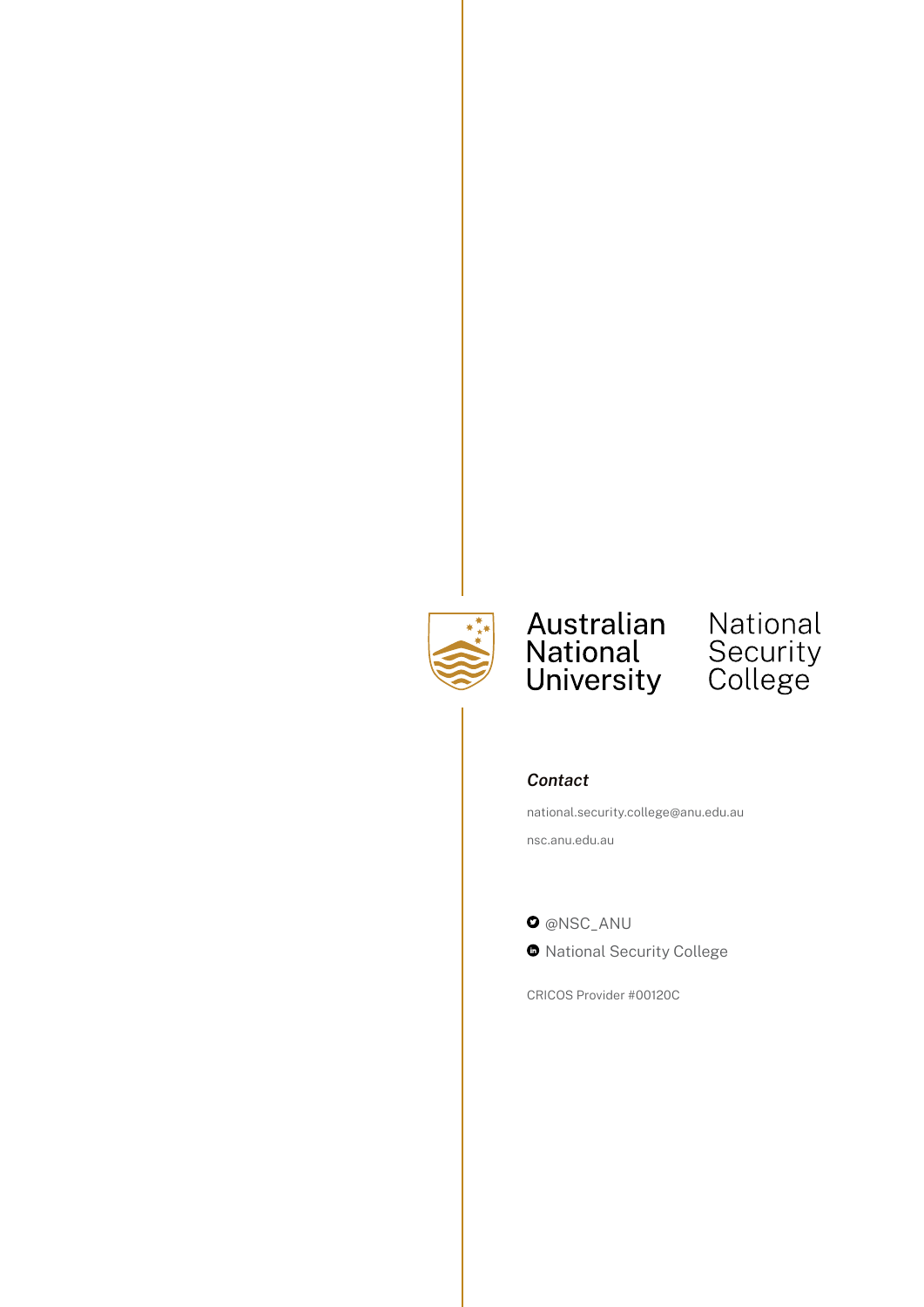Australian National University

National Security College

***Contact***

national.security.college@anu.edu.au

nsc.anu.edu.au

@NSC_ANU

National Security College

CRICOS Provider #00120C